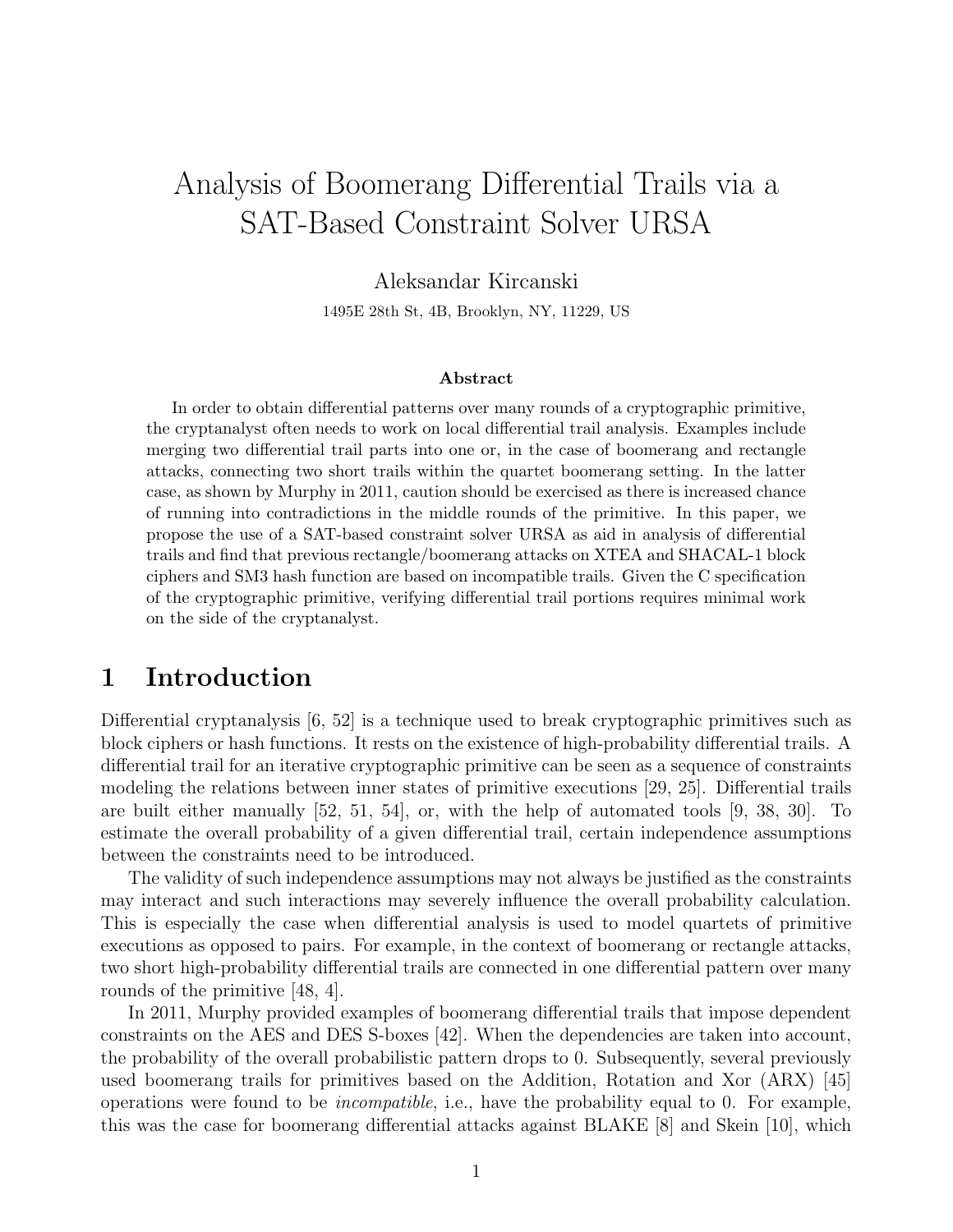# Analysis of Boomerang Differential Trails via a SAT-Based Constraint Solver URSA

Aleksandar Kircanski

1495E 28th St, 4B, Brooklyn, NY, 11229, US

### Abstract

In order to obtain differential patterns over many rounds of a cryptographic primitive, the cryptanalyst often needs to work on local differential trail analysis. Examples include merging two differential trail parts into one or, in the case of boomerang and rectangle attacks, connecting two short trails within the quartet boomerang setting. In the latter case, as shown by Murphy in 2011, caution should be exercised as there is increased chance of running into contradictions in the middle rounds of the primitive. In this paper, we propose the use of a SAT-based constraint solver URSA as aid in analysis of differential trails and find that previous rectangle/boomerang attacks on XTEA and SHACAL-1 block ciphers and SM3 hash function are based on incompatible trails. Given the C specification of the cryptographic primitive, verifying differential trail portions requires minimal work on the side of the cryptanalyst.

## 1 Introduction

Differential cryptanalysis [6, 52] is a technique used to break cryptographic primitives such as block ciphers or hash functions. It rests on the existence of high-probability differential trails. A differential trail for an iterative cryptographic primitive can be seen as a sequence of constraints modeling the relations between inner states of primitive executions [29, 25]. Differential trails are built either manually [52, 51, 54], or, with the help of automated tools [9, 38, 30]. To estimate the overall probability of a given differential trail, certain independence assumptions between the constraints need to be introduced.

The validity of such independence assumptions may not always be justified as the constraints may interact and such interactions may severely influence the overall probability calculation. This is especially the case when differential analysis is used to model quartets of primitive executions as opposed to pairs. For example, in the context of boomerang or rectangle attacks, two short high-probability differential trails are connected in one differential pattern over many rounds of the primitive [48, 4].

In 2011, Murphy provided examples of boomerang differential trails that impose dependent constraints on the AES and DES S-boxes [42]. When the dependencies are taken into account, the probability of the overall probabilistic pattern drops to 0. Subsequently, several previously used boomerang trails for primitives based on the Addition, Rotation and Xor (ARX) [45] operations were found to be *incompatible*, i.e., have the probability equal to 0. For example, this was the case for boomerang differential attacks against BLAKE [8] and Skein [10], which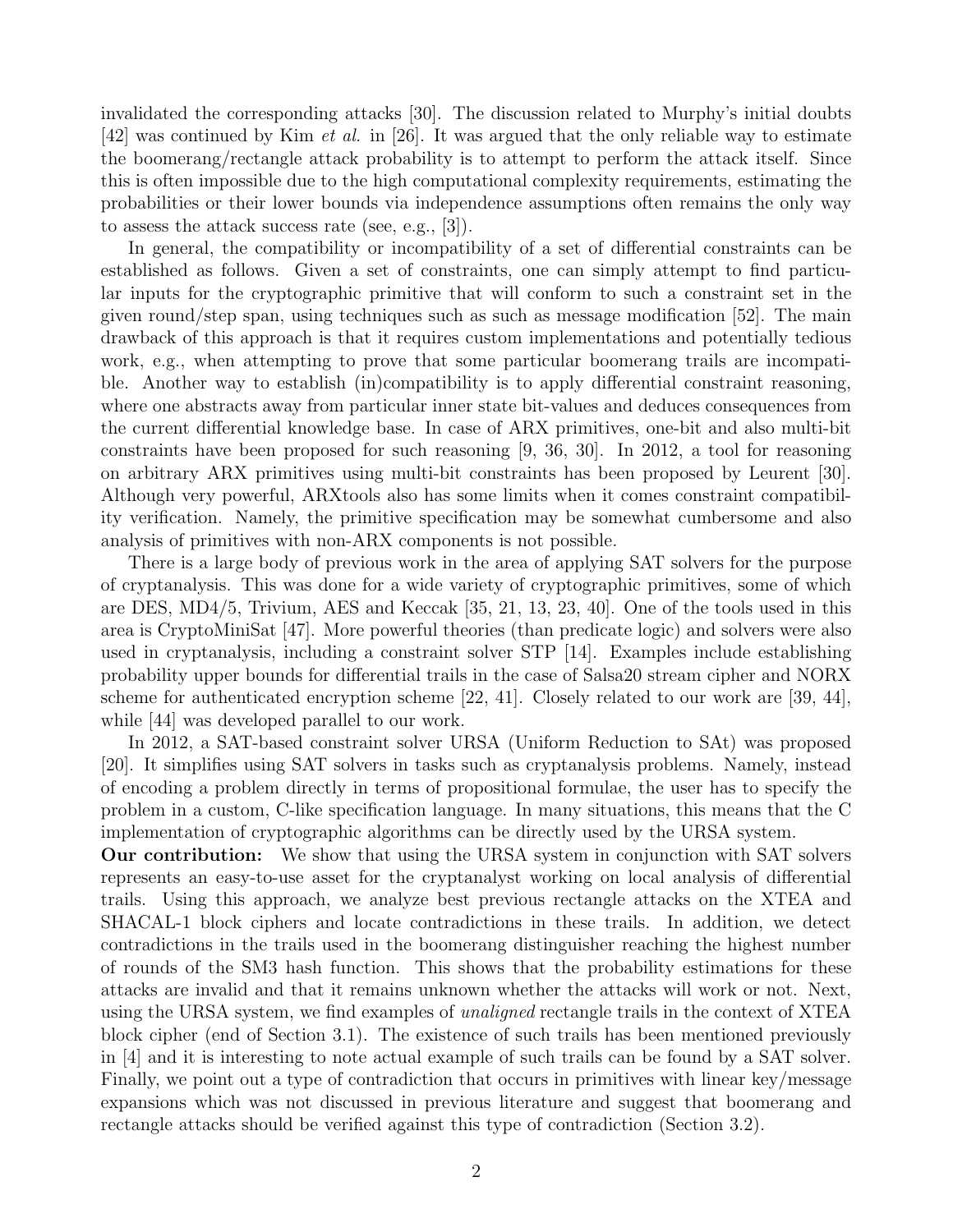invalidated the corresponding attacks [30]. The discussion related to Murphy's initial doubts [42] was continued by Kim *et al.* in [26]. It was argued that the only reliable way to estimate the boomerang/rectangle attack probability is to attempt to perform the attack itself. Since this is often impossible due to the high computational complexity requirements, estimating the probabilities or their lower bounds via independence assumptions often remains the only way to assess the attack success rate (see, e.g., [3]).

In general, the compatibility or incompatibility of a set of differential constraints can be established as follows. Given a set of constraints, one can simply attempt to find particular inputs for the cryptographic primitive that will conform to such a constraint set in the given round/step span, using techniques such as such as message modification [52]. The main drawback of this approach is that it requires custom implementations and potentially tedious work, e.g., when attempting to prove that some particular boomerang trails are incompatible. Another way to establish (in)compatibility is to apply differential constraint reasoning, where one abstracts away from particular inner state bit-values and deduces consequences from the current differential knowledge base. In case of ARX primitives, one-bit and also multi-bit constraints have been proposed for such reasoning [9, 36, 30]. In 2012, a tool for reasoning on arbitrary ARX primitives using multi-bit constraints has been proposed by Leurent [30]. Although very powerful, ARXtools also has some limits when it comes constraint compatibility verification. Namely, the primitive specification may be somewhat cumbersome and also analysis of primitives with non-ARX components is not possible.

There is a large body of previous work in the area of applying SAT solvers for the purpose of cryptanalysis. This was done for a wide variety of cryptographic primitives, some of which are DES, MD4/5, Trivium, AES and Keccak [35, 21, 13, 23, 40]. One of the tools used in this area is CryptoMiniSat [47]. More powerful theories (than predicate logic) and solvers were also used in cryptanalysis, including a constraint solver STP [14]. Examples include establishing probability upper bounds for differential trails in the case of Salsa20 stream cipher and NORX scheme for authenticated encryption scheme [22, 41]. Closely related to our work are [39, 44], while [44] was developed parallel to our work.

In 2012, a SAT-based constraint solver URSA (Uniform Reduction to SAt) was proposed [20]. It simplifies using SAT solvers in tasks such as cryptanalysis problems. Namely, instead of encoding a problem directly in terms of propositional formulae, the user has to specify the problem in a custom, C-like specification language. In many situations, this means that the C implementation of cryptographic algorithms can be directly used by the URSA system.

**Our contribution:** We show that using the URSA system in conjunction with SAT solvers represents an easy-to-use asset for the cryptanalyst working on local analysis of differential trails. Using this approach, we analyze best previous rectangle attacks on the XTEA and SHACAL-1 block ciphers and locate contradictions in these trails. In addition, we detect contradictions in the trails used in the boomerang distinguisher reaching the highest number of rounds of the SM3 hash function. This shows that the probability estimations for these attacks are invalid and that it remains unknown whether the attacks will work or not. Next, using the URSA system, we find examples of *unaligned* rectangle trails in the context of XTEA block cipher (end of Section 3.1). The existence of such trails has been mentioned previously in [4] and it is interesting to note actual example of such trails can be found by a SAT solver. Finally, we point out a type of contradiction that occurs in primitives with linear key/message expansions which was not discussed in previous literature and suggest that boomerang and rectangle attacks should be verified against this type of contradiction (Section 3.2).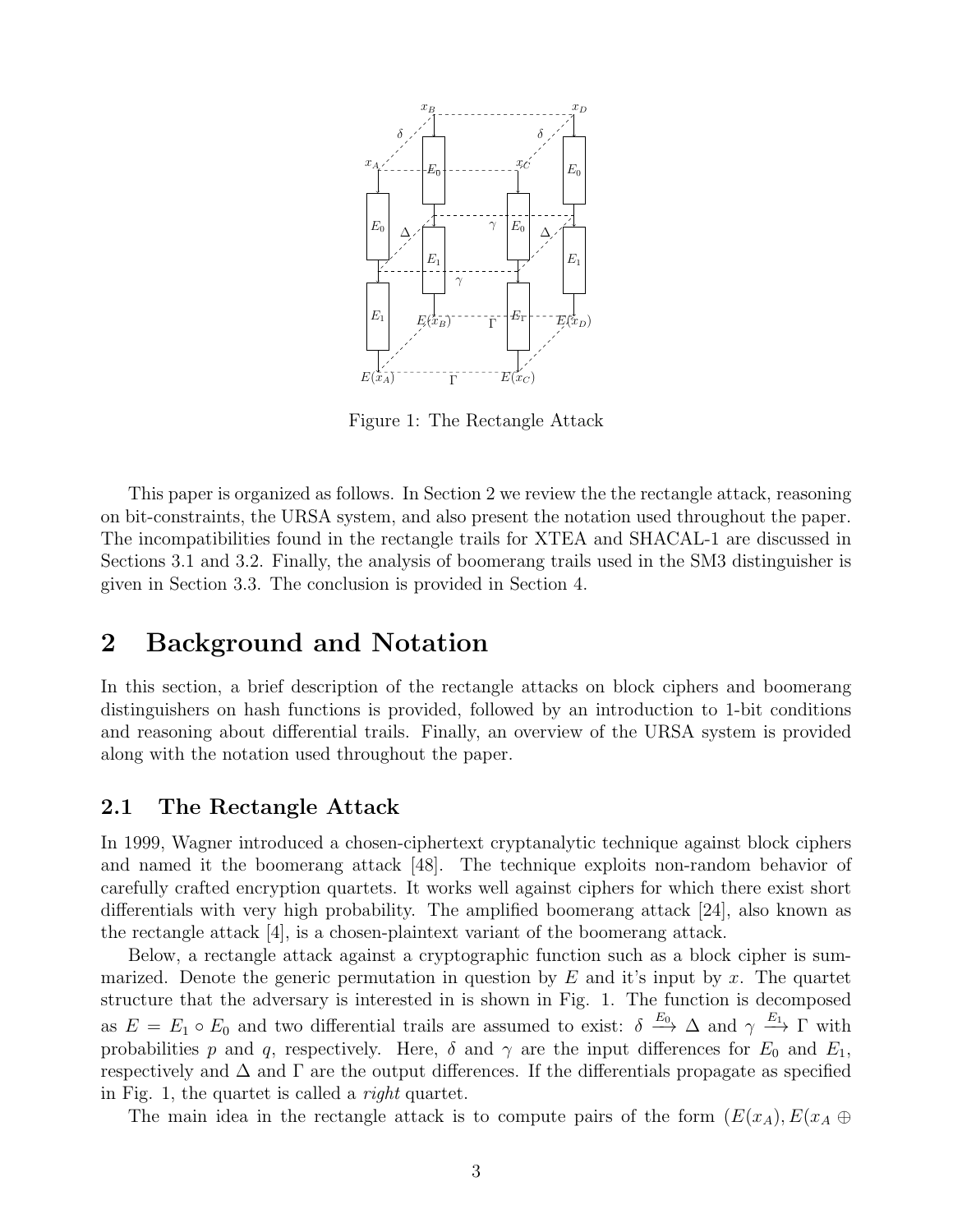Figure 1: The Rectangle Attack

This paper is organized as follows. In Section 2 we review the the rectangle attack, reasoning on bit-constraints, the URSA system, and also present the notation used throughout the paper. The incompatibilities found in the rectangle trails for XTEA and SHACAL-1 are discussed in Sections 3.1 and 3.2. Finally, the analysis of boomerang trails used in the SM3 distinguisher is given in Section 3.3. The conclusion is provided in Section 4.

# 2 Background and Notation

In this section, a brief description of the rectangle attacks on block ciphers and boomerang distinguishers on hash functions is provided, followed by an introduction to 1-bit conditions and reasoning about differential trails. Finally, an overview of the URSA system is provided along with the notation used throughout the paper.

## 2.1 The Rectangle Attack

In 1999, Wagner introduced a chosen-ciphertext cryptanalytic technique against block ciphers and named it the boomerang attack [48]. The technique exploits non-random behavior of carefully crafted encryption quartets. It works well against ciphers for which there exist short differentials with very high probability. The amplified boomerang attack [24], also known as the rectangle attack [4], is a chosen-plaintext variant of the boomerang attack.

Below, a rectangle attack against a cryptographic function such as a block cipher is summarized. Denote the generic permutation in question by $E$ and it's input by $x$. The quartet structure that the adversary is interested in is shown in Fig. 1. The function is decomposed as $E = E_1 \circ E_0$ and two differential trails are assumed to exist: $\delta \xrightarrow{E_0} \Delta$ and $\gamma \xrightarrow{E_1} \Gamma$ with probabilities $p$ and $q$, respectively. Here, $\delta$ and $\gamma$ are the input differences for $E_0$ and $E_1$, respectively and $\Delta$ and $\Gamma$ are the output differences. If the differentials propagate as specified in Fig. 1, the quartet is called a *right* quartet.

The main idea in the rectangle attack is to compute pairs of the form $(E(x_A), E(x_A \oplus$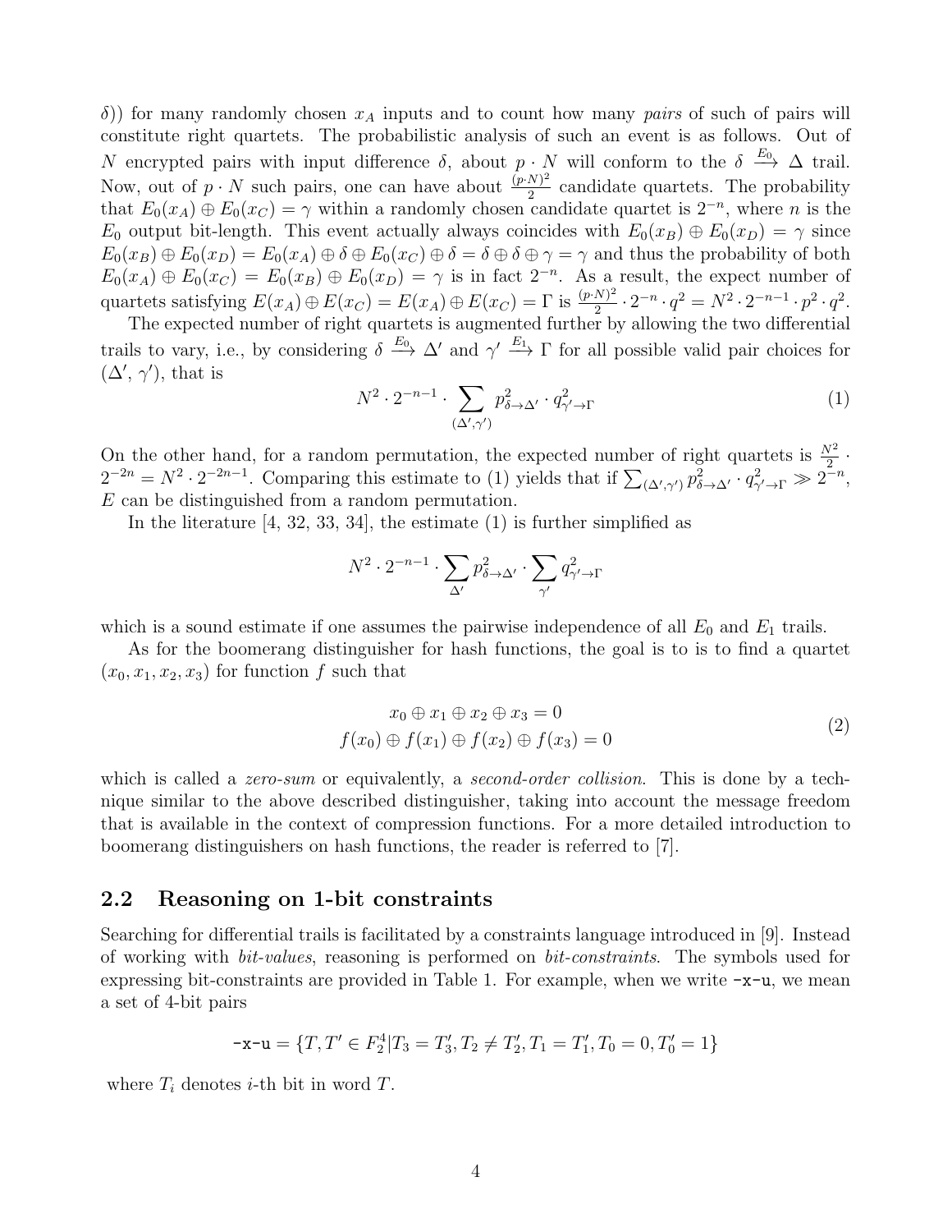$\delta$)) for many randomly chosen $x_A$ inputs and to count how many *pairs* of such of pairs will constitute right quartets. The probabilistic analysis of such an event is as follows. Out of $N$ encrypted pairs with input difference $\delta$, about $p \cdot N$ will conform to the $\delta \xrightarrow{E_0} \Delta$ trail. Now, out of $p \cdot N$ such pairs, one can have about $\frac{(p \cdot N)^2}{2}$ candidate quartets. The probability that $E_0(x_A) \oplus E_0(x_C) = \gamma$ within a randomly chosen candidate quartet is $2^{-n}$, where $n$ is the $E_0$ output bit-length. This event actually always coincides with $E_0(x_B) \oplus E_0(x_D) = \gamma$ since $E_0(x_B) \oplus E_0(x_D) = E_0(x_A) \oplus \delta \oplus E_0(x_C) \oplus \delta = \delta \oplus \delta \oplus \gamma = \gamma$ and thus the probability of both $E_0(x_A) \oplus E_0(x_C) = E_0(x_B) \oplus E_0(x_D) = \gamma$ is in fact $2^{-n}$. As a result, the expect number of quartets satisfying $E(x_A) \oplus E(x_C) = E(x_A) \oplus E(x_C) = \Gamma$ is $\frac{(p \cdot N)^2}{2} \cdot 2^{-n} \cdot q^2 = N^2 \cdot 2^{-n-1} \cdot p^2 \cdot q^2$.

The expected number of right quartets is augmented further by allowing the two differential trails to vary, i.e., by considering $\delta \xrightarrow{E_0} \Delta'$ and $\gamma' \xrightarrow{E_1} \Gamma$ for all possible valid pair choices for $(\Delta', \gamma')$, that is

$$N^2 \cdot 2^{-n-1} \cdot \sum_{(\Delta', \gamma')} p^2_{\delta \to \Delta'} \cdot q^2_{\gamma' \to \Gamma} \tag{1}$$

On the other hand, for a random permutation, the expected number of right quartets is $\frac{N^2}{2} \cdot 2^{-2n} = N^2 \cdot 2^{-2n-1}$. Comparing this estimate to (1) yields that if $\sum_{(\Delta', \gamma')} p^2_{\delta \to \Delta'} \cdot q^2_{\gamma' \to \Gamma} \gg 2^{-n}$, $E$ can be distinguished from a random permutation.

In the literature [4, 32, 33, 34], the estimate (1) is further simplified as

$$N^2 \cdot 2^{-n-1} \cdot \sum_{\Delta'} p^2_{\delta \to \Delta'} \cdot \sum_{\gamma'} q^2_{\gamma' \to \Gamma}$$

which is a sound estimate if one assumes the pairwise independence of all $E_0$ and $E_1$ trails.

As for the boomerang distinguisher for hash functions, the goal is to is to find a quartet $(x_0, x_1, x_2, x_3)$ for function $f$ such that

$$\begin{gathered} x_0 \oplus x_1 \oplus x_2 \oplus x_3 = 0 \\ f(x_0) \oplus f(x_1) \oplus f(x_2) \oplus f(x_3) = 0 \end{gathered} \tag{2}$$

which is called a *zero-sum* or equivalently, a *second-order collision*. This is done by a technique similar to the above described distinguisher, taking into account the message freedom that is available in the context of compression functions. For a more detailed introduction to boomerang distinguishers on hash functions, the reader is referred to [7].

## 2.2 Reasoning on 1-bit constraints

Searching for differential trails is facilitated by a constraints language introduced in [9]. Instead of working with *bit-values*, reasoning is performed on *bit-constraints*. The symbols used for expressing bit-constraints are provided in Table 1. For example, when we write `-x-u`, we mean a set of 4-bit pairs

$$\texttt{-x-u} = \{T, T' \in F_2^4 | T_3 = T_3', T_2 \neq T_2', T_1 = T_1', T_0 = 0, T_0' = 1\}$$

where $T_i$ denotes $i$-th bit in word $T$.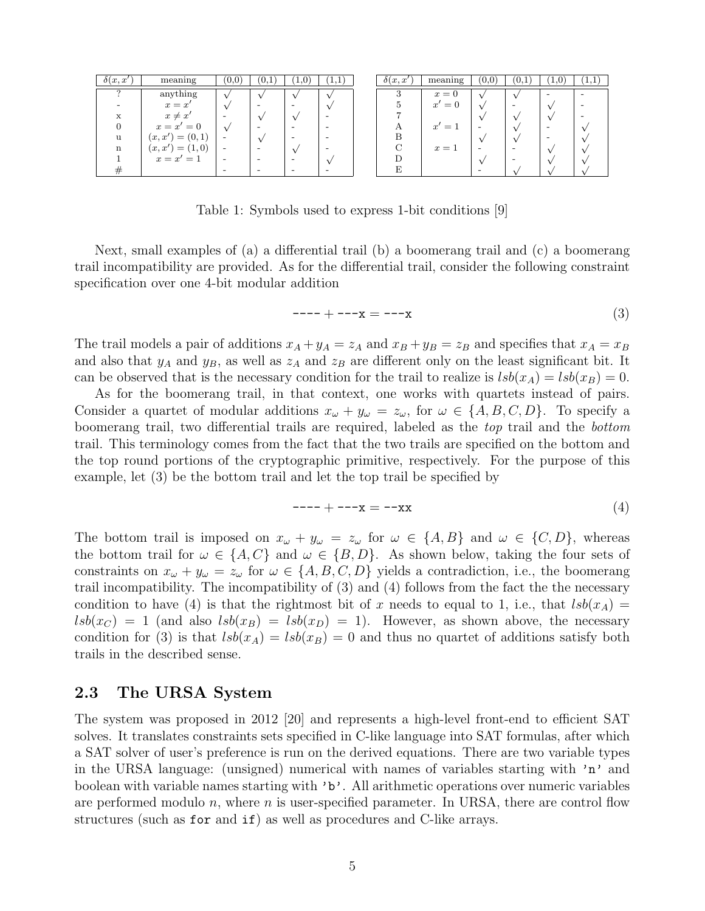| $\delta(x,x')$ | meaning | (0,0) | (0,1) | (1,0) | (1,1) |
|---|---|---|---|---|---|
| ? | anything | √ | √ | √ | √ |
| - | $x = x'$ | √ | - | - | √ |
| x | $x \neq x'$ | - | √ | √ | - |
| 0 | $x = x' = 0$ | √ | - | - | - |
| u | $(x,x') = (0,1)$ | - | √ | - | - |
| n | $(x,x') = (1,0)$ | - | - | √ | - |
| 1 | $x = x' = 1$ | - | - | - | √ |
| # | | - | - | - | - |

| $\delta(x,x')$ | meaning | (0,0) | (0,1) | (1,0) | (1,1) |
|---|---|---|---|---|---|
| 3 | $x = 0$ | √ | √ | - | - |
| 5 | $x' = 0$ | √ | - | √ | - |
| 7 | | √ | √ | √ | - |
| A | $x' = 1$ | - | √ | - | √ |
| B | | √ | √ | - | √ |
| C | $x = 1$ | - | - | √ | √ |
| D | | √ | - | √ | √ |
| E | | - | √ | √ | √ |

Table 1: Symbols used to express 1-bit conditions [9]

Next, small examples of (a) a differential trail (b) a boomerang trail and (c) a boomerang trail incompatibility are provided. As for the differential trail, consider the following constraint specification over one 4-bit modular addition

$$\texttt{----} + \texttt{---x} = \texttt{---x} \tag{3}$$

The trail models a pair of additions $x_A + y_A = z_A$ and $x_B + y_B = z_B$ and specifies that $x_A = x_B$ and also that $y_A$ and $y_B$, as well as $z_A$ and $z_B$ are different only on the least significant bit. It can be observed that is the necessary condition for the trail to realize is $lsb(x_A) = lsb(x_B) = 0$.

As for the boomerang trail, in that context, one works with quartets instead of pairs. Consider a quartet of modular additions $x_\omega + y_\omega = z_\omega$, for $\omega \in \{A, B, C, D\}$. To specify a boomerang trail, two differential trails are required, labeled as the *top* trail and the *bottom* trail. This terminology comes from the fact that the two trails are specified on the bottom and the top round portions of the cryptographic primitive, respectively. For the purpose of this example, let (3) be the bottom trail and let the top trail be specified by

$$\texttt{----} + \texttt{---x} = \texttt{--xx} \tag{4}$$

The bottom trail is imposed on $x_\omega + y_\omega = z_\omega$ for $\omega \in \{A, B\}$ and $\omega \in \{C, D\}$, whereas the bottom trail for $\omega \in \{A, C\}$ and $\omega \in \{B, D\}$. As shown below, taking the four sets of constraints on $x_\omega + y_\omega = z_\omega$ for $\omega \in \{A, B, C, D\}$ yields a contradiction, i.e., the boomerang trail incompatibility. The incompatibility of (3) and (4) follows from the fact the the necessary condition to have (4) is that the rightmost bit of $x$ needs to equal to 1, i.e., that $lsb(x_A) = lsb(x_C) = 1$ (and also $lsb(x_B) = lsb(x_D) = 1$). However, as shown above, the necessary condition for (3) is that $lsb(x_A) = lsb(x_B) = 0$ and thus no quartet of additions satisfy both trails in the described sense.

## 2.3 The URSA System

The system was proposed in 2012 [20] and represents a high-level front-end to efficient SAT solves. It translates constraints sets specified in C-like language into SAT formulas, after which a SAT solver of user's preference is run on the derived equations. There are two variable types in the URSA language: (unsigned) numerical with names of variables starting with `'n'` and boolean with variable names starting with `'b'`. All arithmetic operations over numeric variables are performed modulo $n$, where $n$ is user-specified parameter. In URSA, there are control flow structures (such as `for` and `if`) as well as procedures and C-like arrays.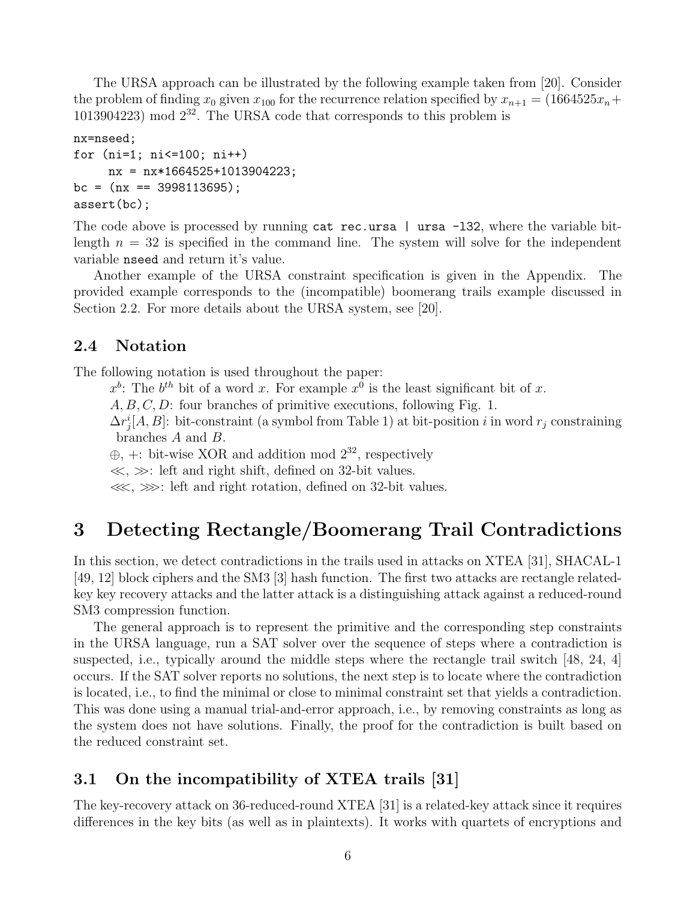The URSA approach can be illustrated by the following example taken from [20]. Consider the problem of finding $x_0$ given $x_{100}$ for the recurrence relation specified by $x_{n+1} = (1664525x_n + 1013904223) \bmod 2^{32}$. The URSA code that corresponds to this problem is

```
nx=nseed;
for (ni=1; ni<=100; ni++)
     nx = nx*1664525+1013904223;
bc = (nx == 3998113695);
assert(bc);
```

The code above is processed by running `cat rec.ursa | ursa -l32`, where the variable bit-length $n = 32$ is specified in the command line. The system will solve for the independent variable `nseed` and return it's value.

Another example of the URSA constraint specification is given in the Appendix. The provided example corresponds to the (incompatible) boomerang trails example discussed in Section 2.2. For more details about the URSA system, see [20].

## 2.4 Notation

The following notation is used throughout the paper:

$x^b$: The $b^{th}$ bit of a word $x$. For example $x^0$ is the least significant bit of $x$.

$A, B, C, D$: four branches of primitive executions, following Fig. 1.

$\Delta r_j^i[A, B]$: bit-constraint (a symbol from Table 1) at bit-position $i$ in word $r_j$ constraining branches $A$ and $B$.

$\oplus$, $+$: bit-wise XOR and addition mod $2^{32}$, respectively

$\ll$, $\gg$: left and right shift, defined on 32-bit values.

$\lll$, $\ggg$: left and right rotation, defined on 32-bit values.

# 3 Detecting Rectangle/Boomerang Trail Contradictions

In this section, we detect contradictions in the trails used in attacks on XTEA [31], SHACAL-1 [49, 12] block ciphers and the SM3 [3] hash function. The first two attacks are rectangle related-key key recovery attacks and the latter attack is a distinguishing attack against a reduced-round SM3 compression function.

The general approach is to represent the primitive and the corresponding step constraints in the URSA language, run a SAT solver over the sequence of steps where a contradiction is suspected, i.e., typically around the middle steps where the rectangle trail switch [48, 24, 4] occurs. If the SAT solver reports no solutions, the next step is to locate where the contradiction is located, i.e., to find the minimal or close to minimal constraint set that yields a contradiction. This was done using a manual trial-and-error approach, i.e., by removing constraints as long as the system does not have solutions. Finally, the proof for the contradiction is built based on the reduced constraint set.

## 3.1 On the incompatibility of XTEA trails [31]

The key-recovery attack on 36-reduced-round XTEA [31] is a related-key attack since it requires differences in the key bits (as well as in plaintexts). It works with quartets of encryptions and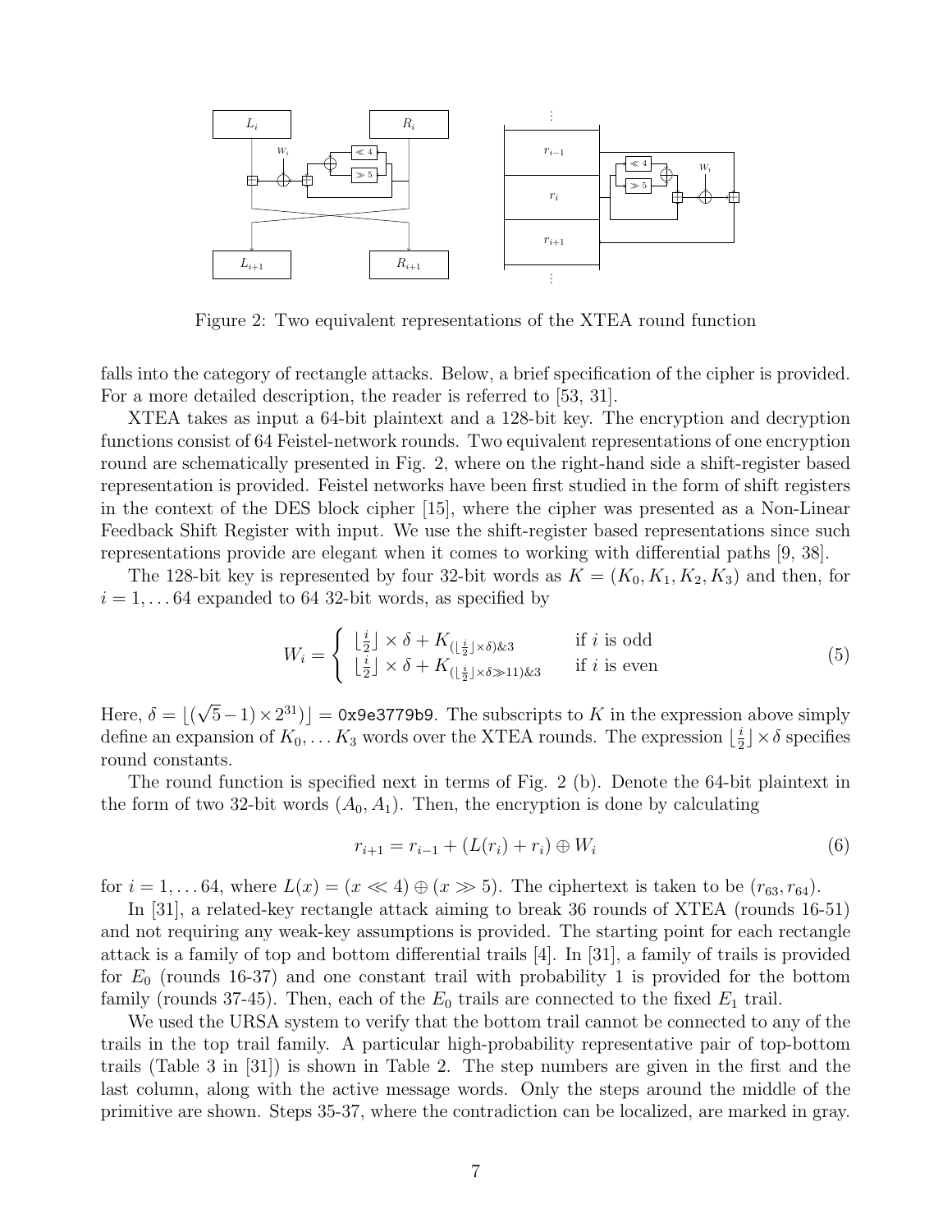Figure 2: Two equivalent representations of the XTEA round function

falls into the category of rectangle attacks. Below, a brief specification of the cipher is provided. For a more detailed description, the reader is referred to [53, 31].

XTEA takes as input a 64-bit plaintext and a 128-bit key. The encryption and decryption functions consist of 64 Feistel-network rounds. Two equivalent representations of one encryption round are schematically presented in Fig. 2, where on the right-hand side a shift-register based representation is provided. Feistel networks have been first studied in the form of shift registers in the context of the DES block cipher [15], where the cipher was presented as a Non-Linear Feedback Shift Register with input. We use the shift-register based representations since such representations provide are elegant when it comes to working with differential paths [9, 38].

The 128-bit key is represented by four 32-bit words as $K = (K_0, K_1, K_2, K_3)$ and then, for $i = 1, \ldots 64$ expanded to 64 32-bit words, as specified by

$$W_i = \begin{cases} \lfloor \frac{i}{2} \rfloor \times \delta + K_{(\lfloor \frac{i}{2} \rfloor \times \delta) \& 3} & \text{if } i \text{ is odd} \\ \lfloor \frac{i}{2} \rfloor \times \delta + K_{(\lfloor \frac{i}{2} \rfloor \times \delta \gg 11) \& 3} & \text{if } i \text{ is even} \end{cases} \tag{5}$$

Here, $\delta = \lfloor (\sqrt{5} - 1) \times 2^{31}) \rfloor =$ `0x9e3779b9`. The subscripts to $K$ in the expression above simply define an expansion of $K_0, \ldots K_3$ words over the XTEA rounds. The expression $\lfloor \frac{i}{2} \rfloor \times \delta$ specifies round constants.

The round function is specified next in terms of Fig. 2 (b). Denote the 64-bit plaintext in the form of two 32-bit words $(A_0, A_1)$. Then, the encryption is done by calculating

$$r_{i+1} = r_{i-1} + (L(r_i) + r_i) \oplus W_i \tag{6}$$

for $i = 1, \ldots 64$, where $L(x) = (x \ll 4) \oplus (x \gg 5)$. The ciphertext is taken to be $(r_{63}, r_{64})$.

In [31], a related-key rectangle attack aiming to break 36 rounds of XTEA (rounds 16-51) and not requiring any weak-key assumptions is provided. The starting point for each rectangle attack is a family of top and bottom differential trails [4]. In [31], a family of trails is provided for $E_0$ (rounds 16-37) and one constant trail with probability 1 is provided for the bottom family (rounds 37-45). Then, each of the $E_0$ trails are connected to the fixed $E_1$ trail.

We used the URSA system to verify that the bottom trail cannot be connected to any of the trails in the top trail family. A particular high-probability representative pair of top-bottom trails (Table 3 in [31]) is shown in Table 2. The step numbers are given in the first and the last column, along with the active message words. Only the steps around the middle of the primitive are shown. Steps 35-37, where the contradiction can be localized, are marked in gray.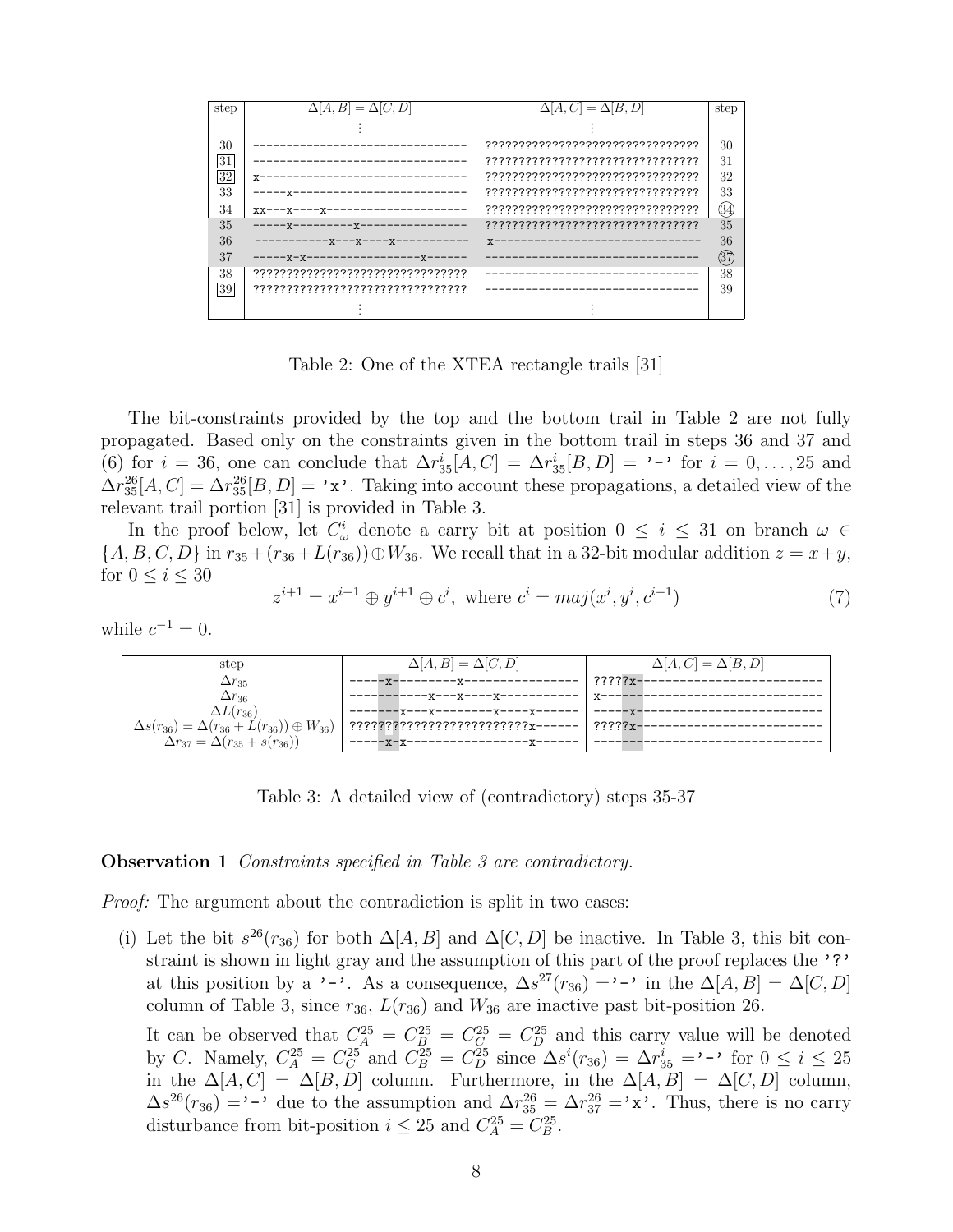| step | $\Delta[A,B]=\Delta[C,D]$ | $\Delta[A,C]=\Delta[B,D]$ | step |
|---|---|---|---|
| | ⋮ | ⋮ | |
| 30 | -------------------------------- | ???????????????????????????????? | 30 |
| 31 (boxed) | -------------------------------- | ???????????????????????????????? | 31 |
| 32 (boxed) | x------------------------------- | ???????????????????????????????? | 32 |
| 33 | -----x-------------------------- | ???????????????????????????????? | 33 |
| 34 | xx---x----x--------------------- | ???????????????????????????????? | 34 (circled) |
| 35 | -----x---------x---------------- | ???????????????????????????????? | 35 |
| 36 | -----------x---x----x----------- | x------------------------------- | 36 |
| 37 | -----x-x-----------------x------ | -------------------------------- | 37 (circled) |
| 38 | ???????????????????????????????? | -------------------------------- | 38 |
| 39 (boxed) | ???????????????????????????????? | -------------------------------- | 39 |
| | ⋮ | ⋮ | |

Table 2: One of the XTEA rectangle trails [31]

The bit-constraints provided by the top and the bottom trail in Table 2 are not fully propagated. Based only on the constraints given in the bottom trail in steps 36 and 37 and (6) for $i = 36$, one can conclude that $\Delta r_{35}^{i}[A,C] = \Delta r_{35}^{i}[B,D] =$ '-' for $i = 0,\ldots,25$ and $\Delta r_{35}^{26}[A,C] = \Delta r_{35}^{26}[B,D] =$ 'x'. Taking into account these propagations, a detailed view of the relevant trail portion [31] is provided in Table 3.

In the proof below, let $C_{\omega}^{i}$ denote a carry bit at position $0 \le i \le 31$ on branch $\omega \in \{A,B,C,D\}$ in $r_{35} + (r_{36} + L(r_{36})) \oplus W_{36}$. We recall that in a 32-bit modular addition $z = x + y$, for $0 \le i \le 30$

$$z^{i+1} = x^{i+1} \oplus y^{i+1} \oplus c^{i}, \text{ where } c^{i} = maj(x^{i}, y^{i}, c^{i-1}) \tag{7}$$

while $c^{-1} = 0$.

| step | $\Delta[A,B]=\Delta[C,D]$ | $\Delta[A,C]=\Delta[B,D]$ |
|---|---|---|
| $\Delta r_{35}$ | -----x---------x---------------- | ?????x-------------------------- |
| $\Delta r_{36}$ | -----------x---x----x----------- | x------------------------------- |
| $\Delta L(r_{36})$ | -------x---x---------x----x------ | -----x-------------------------- |
| $\Delta s(r_{36}) = \Delta(r_{36}+L(r_{36}))\oplus W_{36})$ | ??????????????????????????x------ | ?????x-------------------------- |
| $\Delta r_{37} = \Delta(r_{35}+s(r_{36}))$ | -----x-x-----------------x------ | -------------------------------- |

Table 3: A detailed view of (contradictory) steps 35-37

**Observation 1** *Constraints specified in Table 3 are contradictory.*

*Proof:* The argument about the contradiction is split in two cases:

(i) Let the bit $s^{26}(r_{36})$ for both $\Delta[A,B]$ and $\Delta[C,D]$ be inactive. In Table 3, this bit constraint is shown in light gray and the assumption of this part of the proof replaces the '?' at this position by a '-'. As a consequence, $\Delta s^{27}(r_{36}) =$ '-' in the $\Delta[A,B] = \Delta[C,D]$ column of Table 3, since $r_{36}$, $L(r_{36})$ and $W_{36}$ are inactive past bit-position 26.

It can be observed that $C_{A}^{25} = C_{B}^{25} = C_{C}^{25} = C_{D}^{25}$ and this carry value will be denoted by $C$. Namely, $C_{A}^{25} = C_{C}^{25}$ and $C_{B}^{25} = C_{D}^{25}$ since $\Delta s^{i}(r_{36}) = \Delta r_{35}^{i} =$ '-' for $0 \le i \le 25$ in the $\Delta[A,C] = \Delta[B,D]$ column. Furthermore, in the $\Delta[A,B] = \Delta[C,D]$ column, $\Delta s^{26}(r_{36}) =$ '-' due to the assumption and $\Delta r_{35}^{26} = \Delta r_{37}^{26} =$ 'x'. Thus, there is no carry disturbance from bit-position $i \le 25$ and $C_{A}^{25} = C_{B}^{25}$.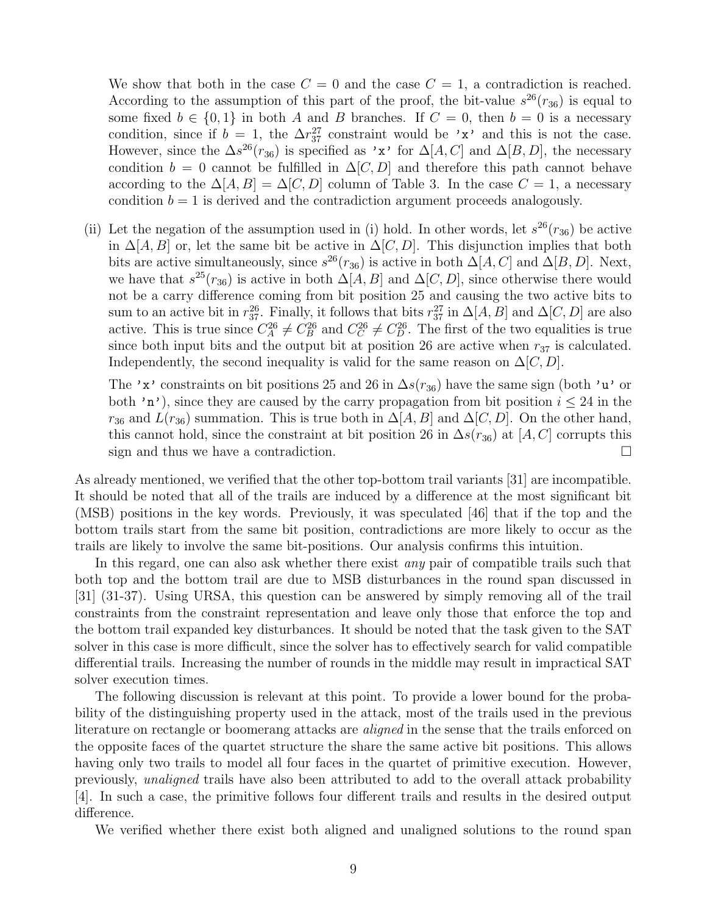We show that both in the case $C = 0$ and the case $C = 1$, a contradiction is reached. According to the assumption of this part of the proof, the bit-value $s^{26}(r_{36})$ is equal to some fixed $b \in \{0, 1\}$ in both $A$ and $B$ branches. If $C = 0$, then $b = 0$ is a necessary condition, since if $b = 1$, the $\Delta r_{37}^{27}$ constraint would be 'x' and this is not the case. However, since the $\Delta s^{26}(r_{36})$ is specified as 'x' for $\Delta[A, C]$ and $\Delta[B, D]$, the necessary condition $b = 0$ cannot be fulfilled in $\Delta[C, D]$ and therefore this path cannot behave according to the $\Delta[A, B] = \Delta[C, D]$ column of Table 3. In the case $C = 1$, a necessary condition $b = 1$ is derived and the contradiction argument proceeds analogously.

(ii) Let the negation of the assumption used in (i) hold. In other words, let $s^{26}(r_{36})$ be active in $\Delta[A, B]$ or, let the same bit be active in $\Delta[C, D]$. This disjunction implies that both bits are active simultaneously, since $s^{26}(r_{36})$ is active in both $\Delta[A, C]$ and $\Delta[B, D]$. Next, we have that $s^{25}(r_{36})$ is active in both $\Delta[A, B]$ and $\Delta[C, D]$, since otherwise there would not be a carry difference coming from bit position 25 and causing the two active bits to sum to an active bit in $r_{37}^{26}$. Finally, it follows that bits $r_{37}^{27}$ in $\Delta[A, B]$ and $\Delta[C, D]$ are also active. This is true since $C_A^{26} \neq C_B^{26}$ and $C_C^{26} \neq C_D^{26}$. The first of the two equalities is true since both input bits and the output bit at position 26 are active when $r_{37}$ is calculated. Independently, the second inequality is valid for the same reason on $\Delta[C, D]$.

The 'x' constraints on bit positions 25 and 26 in $\Delta s(r_{36})$ have the same sign (both 'u' or both 'n'), since they are caused by the carry propagation from bit position $i \leq 24$ in the $r_{36}$ and $L(r_{36})$ summation. This is true both in $\Delta[A, B]$ and $\Delta[C, D]$. On the other hand, this cannot hold, since the constraint at bit position 26 in $\Delta s(r_{36})$ at $[A, C]$ corrupts this sign and thus we have a contradiction. □

As already mentioned, we verified that the other top-bottom trail variants [31] are incompatible. It should be noted that all of the trails are induced by a difference at the most significant bit (MSB) positions in the key words. Previously, it was speculated [46] that if the top and the bottom trails start from the same bit position, contradictions are more likely to occur as the trails are likely to involve the same bit-positions. Our analysis confirms this intuition.

In this regard, one can also ask whether there exist *any* pair of compatible trails such that both top and the bottom trail are due to MSB disturbances in the round span discussed in [31] (31-37). Using URSA, this question can be answered by simply removing all of the trail constraints from the constraint representation and leave only those that enforce the top and the bottom trail expanded key disturbances. It should be noted that the task given to the SAT solver in this case is more difficult, since the solver has to effectively search for valid compatible differential trails. Increasing the number of rounds in the middle may result in impractical SAT solver execution times.

The following discussion is relevant at this point. To provide a lower bound for the probability of the distinguishing property used in the attack, most of the trails used in the previous literature on rectangle or boomerang attacks are *aligned* in the sense that the trails enforced on the opposite faces of the quartet structure the share the same active bit positions. This allows having only two trails to model all four faces in the quartet of primitive execution. However, previously, *unaligned* trails have also been attributed to add to the overall attack probability [4]. In such a case, the primitive follows four different trails and results in the desired output difference.

We verified whether there exist both aligned and unaligned solutions to the round span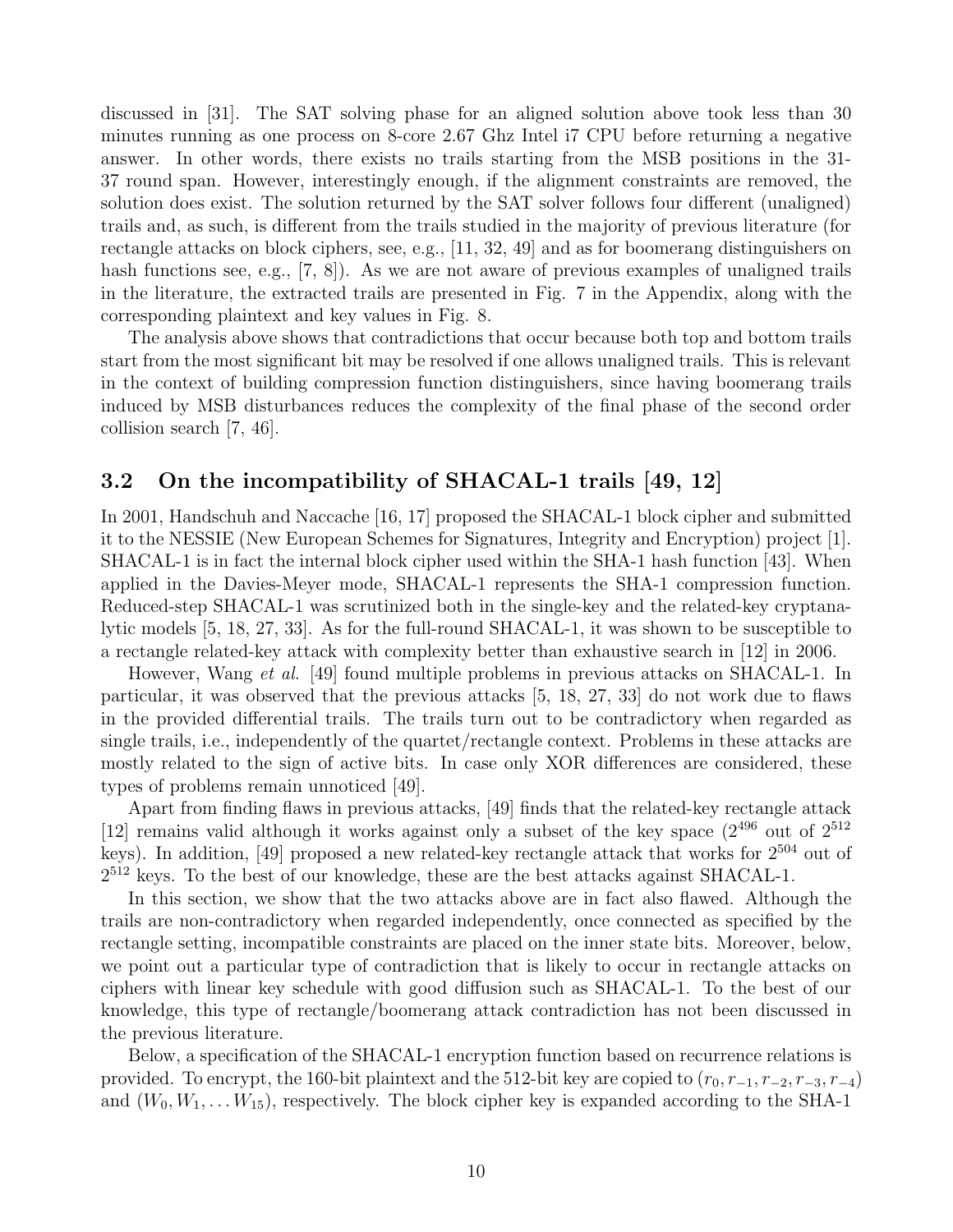discussed in [31]. The SAT solving phase for an aligned solution above took less than 30 minutes running as one process on 8-core 2.67 Ghz Intel i7 CPU before returning a negative answer. In other words, there exists no trails starting from the MSB positions in the 31-37 round span. However, interestingly enough, if the alignment constraints are removed, the solution does exist. The solution returned by the SAT solver follows four different (unaligned) trails and, as such, is different from the trails studied in the majority of previous literature (for rectangle attacks on block ciphers, see, e.g., [11, 32, 49] and as for boomerang distinguishers on hash functions see, e.g., [7, 8]). As we are not aware of previous examples of unaligned trails in the literature, the extracted trails are presented in Fig. 7 in the Appendix, along with the corresponding plaintext and key values in Fig. 8.

The analysis above shows that contradictions that occur because both top and bottom trails start from the most significant bit may be resolved if one allows unaligned trails. This is relevant in the context of building compression function distinguishers, since having boomerang trails induced by MSB disturbances reduces the complexity of the final phase of the second order collision search [7, 46].

## 3.2 On the incompatibility of SHACAL-1 trails [49, 12]

In 2001, Handschuh and Naccache [16, 17] proposed the SHACAL-1 block cipher and submitted it to the NESSIE (New European Schemes for Signatures, Integrity and Encryption) project [1]. SHACAL-1 is in fact the internal block cipher used within the SHA-1 hash function [43]. When applied in the Davies-Meyer mode, SHACAL-1 represents the SHA-1 compression function. Reduced-step SHACAL-1 was scrutinized both in the single-key and the related-key cryptanalytic models [5, 18, 27, 33]. As for the full-round SHACAL-1, it was shown to be susceptible to a rectangle related-key attack with complexity better than exhaustive search in [12] in 2006.

However, Wang *et al.* [49] found multiple problems in previous attacks on SHACAL-1. In particular, it was observed that the previous attacks [5, 18, 27, 33] do not work due to flaws in the provided differential trails. The trails turn out to be contradictory when regarded as single trails, i.e., independently of the quartet/rectangle context. Problems in these attacks are mostly related to the sign of active bits. In case only XOR differences are considered, these types of problems remain unnoticed [49].

Apart from finding flaws in previous attacks, [49] finds that the related-key rectangle attack [12] remains valid although it works against only a subset of the key space ($2^{496}$ out of $2^{512}$ keys). In addition, [49] proposed a new related-key rectangle attack that works for $2^{504}$ out of $2^{512}$ keys. To the best of our knowledge, these are the best attacks against SHACAL-1.

In this section, we show that the two attacks above are in fact also flawed. Although the trails are non-contradictory when regarded independently, once connected as specified by the rectangle setting, incompatible constraints are placed on the inner state bits. Moreover, below, we point out a particular type of contradiction that is likely to occur in rectangle attacks on ciphers with linear key schedule with good diffusion such as SHACAL-1. To the best of our knowledge, this type of rectangle/boomerang attack contradiction has not been discussed in the previous literature.

Below, a specification of the SHACAL-1 encryption function based on recurrence relations is provided. To encrypt, the 160-bit plaintext and the 512-bit key are copied to $(r_0, r_{-1}, r_{-2}, r_{-3}, r_{-4})$ and $(W_0, W_1, \ldots W_{15})$, respectively. The block cipher key is expanded according to the SHA-1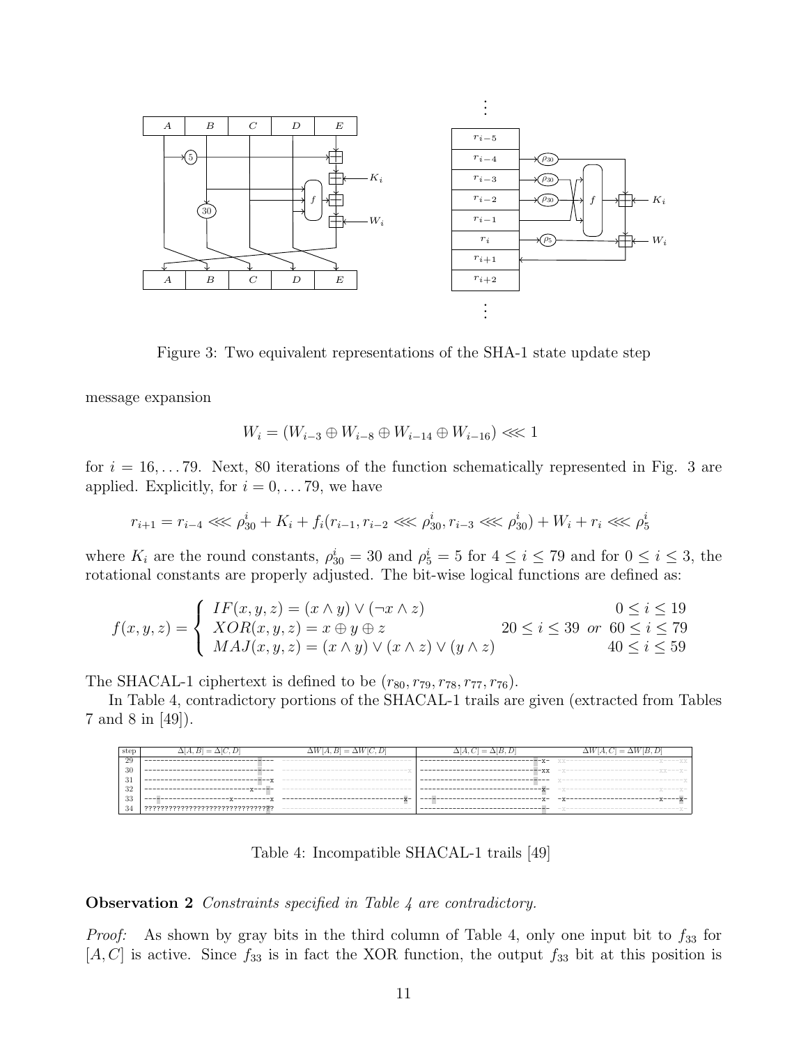Figure 3: Two equivalent representations of the SHA-1 state update step

message expansion

$$W_i = (W_{i-3} \oplus W_{i-8} \oplus W_{i-14} \oplus W_{i-16}) \lll 1$$

for $i = 16, \ldots 79$. Next, 80 iterations of the function schematically represented in Fig. 3 are applied. Explicitly, for $i = 0, \ldots 79$, we have

$$r_{i+1} = r_{i-4} \lll \rho_{30}^i + K_i + f_i(r_{i-1}, r_{i-2} \lll \rho_{30}^i, r_{i-3} \lll \rho_{30}^i) + W_i + r_i \lll \rho_5^i$$

where $K_i$ are the round constants, $\rho_{30}^i = 30$ and $\rho_5^i = 5$ for $4 \leq i \leq 79$ and for $0 \leq i \leq 3$, the rotational constants are properly adjusted. The bit-wise logical functions are defined as:

$$f(x,y,z) = \begin{cases} IF(x,y,z) = (x \wedge y) \vee (\neg x \wedge z) & 0 \leq i \leq 19 \\ XOR(x,y,z) = x \oplus y \oplus z & 20 \leq i \leq 39 \;\; or \;\; 60 \leq i \leq 79 \\ MAJ(x,y,z) = (x \wedge y) \vee (x \wedge z) \vee (y \wedge z) & 40 \leq i \leq 59 \end{cases}$$

The SHACAL-1 ciphertext is defined to be $(r_{80}, r_{79}, r_{78}, r_{77}, r_{76})$.

In Table 4, contradictory portions of the SHACAL-1 trails are given (extracted from Tables 7 and 8 in [49]).

| step | $\Delta[A,B] = \Delta[C,D]$ | $\Delta W[A,B] = \Delta W[C,D]$ | $\Delta[A,C] = \Delta[B,D]$ | $\Delta W[A,C] = \Delta W[B,D]$ |
|---|---|---|---|---|
| 29 | ------------------------------------ |  | ---------------------------------x- | xx-----------------------x----xx |
| 30 | ------------------------------------ | x | ---------------------------------xx | -x---------------------------xx---x- |
| 31 | --------------------------------x |  | ---------------------------------- | x---------------------------------x |
| 32 | ---------------------------x---- |  | ---------------------------------x- | -x-----------------------x-----x- |
| 33 | ----------------------x---------x | ---------------------------------x- | ---------------------------------x- | -x------------------------x----x- |
| 34 | ?????????????????????????????????? |  | ---------------------------------x- | -x-------------------------------x- |

Table 4: Incompatible SHACAL-1 trails [49]

**Observation 2** *Constraints specified in Table 4 are contradictory.*

*Proof:* As shown by gray bits in the third column of Table 4, only one input bit to $f_{33}$ for $[A, C]$ is active. Since $f_{33}$ is in fact the XOR function, the output $f_{33}$ bit at this position is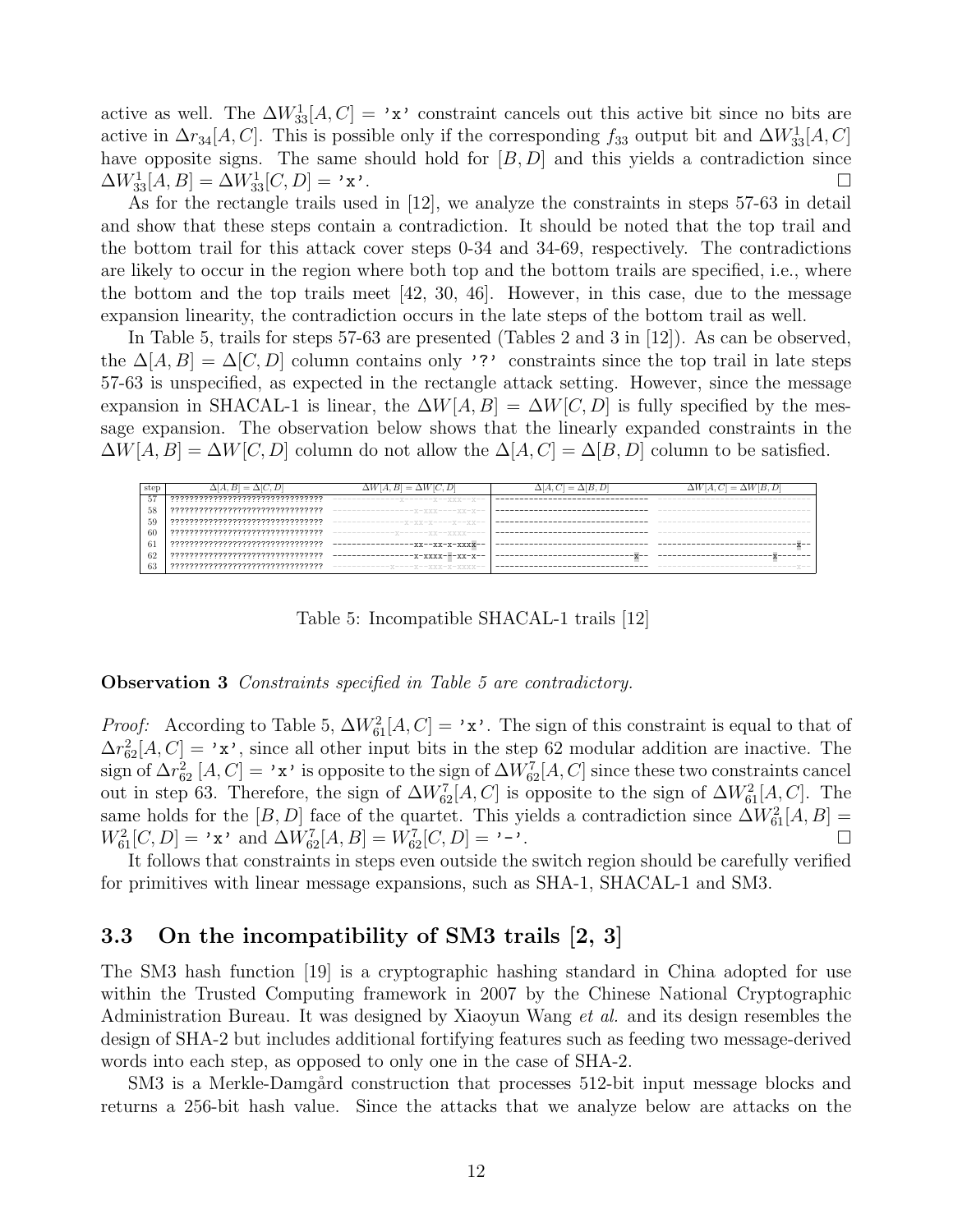active as well. The $\Delta W^1_{33}[A,C] =$ 'x' constraint cancels out this active bit since no bits are active in $\Delta r_{34}[A,C]$. This is possible only if the corresponding $f_{33}$ output bit and $\Delta W^1_{33}[A,C]$ have opposite signs. The same should hold for $[B,D]$ and this yields a contradiction since $\Delta W^1_{33}[A,B] = \Delta W^1_{33}[C,D] =$ 'x'. □

As for the rectangle trails used in [12], we analyze the constraints in steps 57-63 in detail and show that these steps contain a contradiction. It should be noted that the top trail and the bottom trail for this attack cover steps 0-34 and 34-69, respectively. The contradictions are likely to occur in the region where both top and the bottom trails are specified, i.e., where the bottom and the top trails meet [42, 30, 46]. However, in this case, due to the message expansion linearity, the contradiction occurs in the late steps of the bottom trail as well.

In Table 5, trails for steps 57-63 are presented (Tables 2 and 3 in [12]). As can be observed, the $\Delta[A,B] = \Delta[C,D]$ column contains only '?' constraints since the top trail in late steps 57-63 is unspecified, as expected in the rectangle attack setting. However, since the message expansion in SHACAL-1 is linear, the $\Delta W[A,B] = \Delta W[C,D]$ is fully specified by the message expansion. The observation below shows that the linearly expanded constraints in the $\Delta W[A,B] = \Delta W[C,D]$ column do not allow the $\Delta[A,C] = \Delta[B,D]$ column to be satisfied.

| step | $\Delta[A,B] = \Delta[C,D]$ | $\Delta W[A,B] = \Delta W[C,D]$ | $\Delta[A,C] = \Delta[B,D]$ | $\Delta W[A,C] = \Delta W[B,D]$ |
|---|---|---|---|---|
| 57 | ???????????????????????????????? | ------------------x-------x---xxx---x-- | -------------------------------- | -------------------------------- |
| 58 | ???????????????????????????????? | -----------------x-xxx-----xx-x--- | -------------------------------- | -------------------------------- |
| 59 | ???????????????????????????????? | -----------------x-xx-x----x---xx--- | -------------------------------- | -------------------------------- |
| 60 | ???????????????????????????????? | --------------x-------xx--xxxx--- | -------------------------------- | -------------------------------- |
| 61 | ???????????????????????????????? | -----------------xx--xx-x-xxxx--- | -------------------------------- | -----------------------------x-- |
| 62 | ???????????????????????????????? | -----------------x-xxxx--x-xx-x-- | ----------------------------x--- | -------------------------x------- |
| 63 | ???????????????????????????????? | --------------x-----x--xxx-x-xxxx--- | -------------------------------- | ------------------------------x-- |

Table 5: Incompatible SHACAL-1 trails [12]

**Observation 3** *Constraints specified in Table 5 are contradictory.*

*Proof:* According to Table 5, $\Delta W^2_{61}[A,C] =$ 'x'. The sign of this constraint is equal to that of $\Delta r^2_{62}[A,C] =$ 'x', since all other input bits in the step 62 modular addition are inactive. The sign of $\Delta r^2_{62}\,[A,C] =$ 'x' is opposite to the sign of $\Delta W^7_{62}[A,C]$ since these two constraints cancel out in step 63. Therefore, the sign of $\Delta W^7_{62}[A,C]$ is opposite to the sign of $\Delta W^2_{61}[A,C]$. The same holds for the $[B,D]$ face of the quartet. This yields a contradiction since $\Delta W^2_{61}[A,B] = W^2_{61}[C,D] =$ 'x' and $\Delta W^7_{62}[A,B] = W^7_{62}[C,D] =$ '-'. □

It follows that constraints in steps even outside the switch region should be carefully verified for primitives with linear message expansions, such as SHA-1, SHACAL-1 and SM3.

### 3.3 On the incompatibility of SM3 trails [2, 3]

The SM3 hash function [19] is a cryptographic hashing standard in China adopted for use within the Trusted Computing framework in 2007 by the Chinese National Cryptographic Administration Bureau. It was designed by Xiaoyun Wang *et al.* and its design resembles the design of SHA-2 but includes additional fortifying features such as feeding two message-derived words into each step, as opposed to only one in the case of SHA-2.

SM3 is a Merkle-Damgård construction that processes 512-bit input message blocks and returns a 256-bit hash value. Since the attacks that we analyze below are attacks on the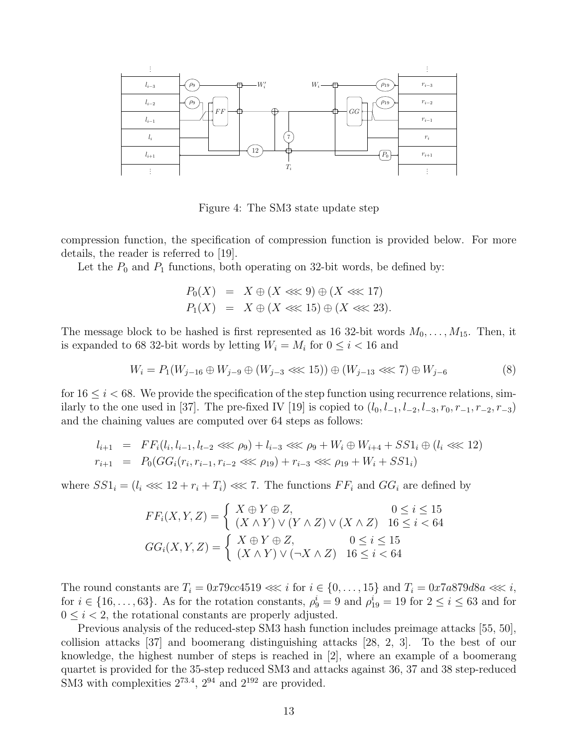Figure 4: The SM3 state update step

compression function, the specification of compression function is provided below. For more details, the reader is referred to [19].

Let the $P_0$ and $P_1$ functions, both operating on 32-bit words, be defined by:

$$
\begin{aligned}
P_0(X) &= X \oplus (X \lll 9) \oplus (X \lll 17) \\
P_1(X) &= X \oplus (X \lll 15) \oplus (X \lll 23).
\end{aligned}
$$

The message block to be hashed is first represented as 16 32-bit words $M_0, \ldots, M_{15}$. Then, it is expanded to 68 32-bit words by letting $W_i = M_i$ for $0 \leq i < 16$ and

$$
W_i = P_1(W_{j-16} \oplus W_{j-9} \oplus (W_{j-3} \lll 15)) \oplus (W_{j-13} \lll 7) \oplus W_{j-6} \tag{8}
$$

for $16 \leq i < 68$. We provide the specification of the step function using recurrence relations, similarly to the one used in [37]. The pre-fixed IV [19] is copied to $(l_0, l_{-1}, l_{-2}, l_{-3}, r_0, r_{-1}, r_{-2}, r_{-3})$ and the chaining values are computed over 64 steps as follows:

$$
\begin{aligned}
l_{i+1} &= FF_i(l_i, l_{i-1}, l_{t-2} \lll \rho_9) + l_{i-3} \lll \rho_9 + W_i \oplus W_{i+4} + SS1_i \oplus (l_i \lll 12) \\
r_{i+1} &= P_0(GG_i(r_i, r_{i-1}, r_{i-2} \lll \rho_{19}) + r_{i-3} \lll \rho_{19} + W_i + SS1_i)
\end{aligned}
$$

where $SS1_i = (l_i \lll 12 + r_i + T_i) \lll 7$. The functions $FF_i$ and $GG_i$ are defined by

$$
FF_i(X, Y, Z) = \begin{cases} X \oplus Y \oplus Z, & 0 \leq i \leq 15 \\ (X \wedge Y) \vee (Y \wedge Z) \vee (X \wedge Z) & 16 \leq i < 64 \end{cases}
$$

$$
GG_i(X, Y, Z) = \begin{cases} X \oplus Y \oplus Z, & 0 \leq i \leq 15 \\ (X \wedge Y) \vee (\neg X \wedge Z) & 16 \leq i < 64 \end{cases}
$$

The round constants are $T_i = 0x79cc4519 \lll i$ for $i \in \{0, \ldots, 15\}$ and $T_i = 0x7a879d8a \lll i$, for $i \in \{16, \ldots, 63\}$. As for the rotation constants, $\rho_9^i = 9$ and $\rho_{19}^i = 19$ for $2 \leq i \leq 63$ and for $0 \leq i < 2$, the rotational constants are properly adjusted.

Previous analysis of the reduced-step SM3 hash function includes preimage attacks [55, 50], collision attacks [37] and boomerang distinguishing attacks [28, 2, 3]. To the best of our knowledge, the highest number of steps is reached in [2], where an example of a boomerang quartet is provided for the 35-step reduced SM3 and attacks against 36, 37 and 38 step-reduced SM3 with complexities $2^{73.4}$, $2^{94}$ and $2^{192}$ are provided.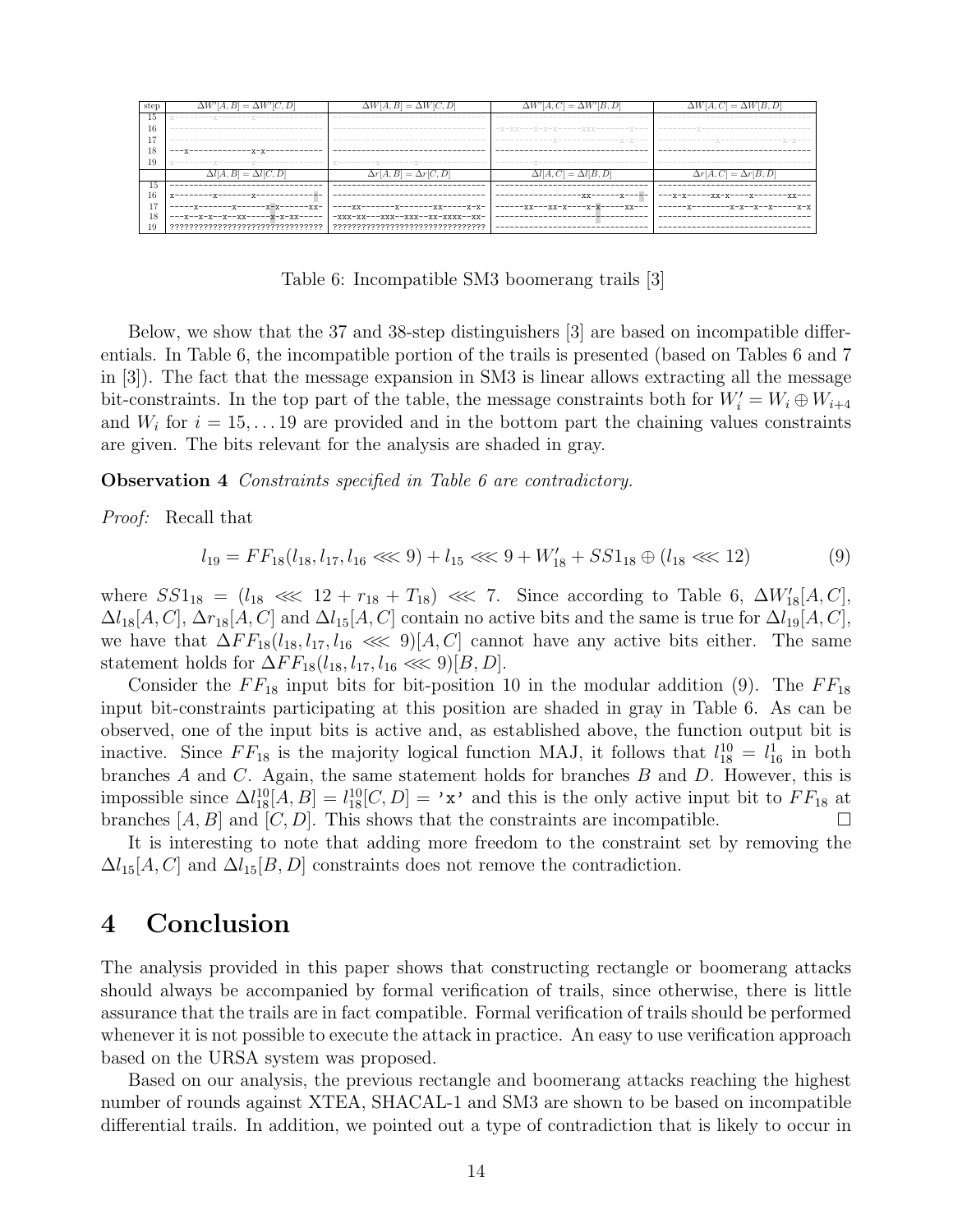| step | $\Delta W'[A,B] = \Delta W'[C,D]$ | $\Delta W[A,B] = \Delta W[C,D]$ | $\Delta W'[A,C] = \Delta W'[B,D]$ | $\Delta W[A,C] = \Delta W[B,D]$ |
|---|---|---|---|---|
| 15 | x---------x---------x----------- | -------------------------------- | -------------------------------- | -------------------------------- |
| 16 | -------------------------------- | -------------------------------- | -x-xx---x-x-x------xxx-------x-- | ---------x---------------------- |
| 17 | -------------------------------- | -------------------------------- | ------------x-------------x-x--- | ------------x-------------x-x--- |
| 18 | ---x-------------x-x------------ | -------------------------------- | -------------------------------- | -------------------------------- |
| 19 | x---------x---------x----------- | x---------x---------x----------- | ---------x---------------------- | -------------------------------- |
| | $\Delta l[A,B] = \Delta l[C,D]$ | $\Delta r[A,B] = \Delta r[C,D]$ | $\Delta l[A,C] = \Delta l[B,D]$ | $\Delta r[A,C] = \Delta r[B,D]$ |
| 15 | -------------------------------- | -------------------------------- | -------------------------------- | -------------------------------- |
| 16 | x---------x---------x----------- | -------------------------------- | ------------------xx------x----- | ---x-x-----xx-x----x-x-----xx--- |
| 17 | -----x--------x-------x-x------xx- | ----xx--------x-------xx-----x-x- | ------xx---xx-x----x-x-----xx--- | ------x--------x-x--x--x-----x-x |
| 18 | ---x--x--x--x--xx-----x-x-xx----- | -xxx-xx---xxx--xxx--xx-xxxx--xx- | -------------------------------- | -------------------------------- |
| 19 | ???????????????????????????????? | ???????????????????????????????? | -------------------------------- | -------------------------------- |

Table 6: Incompatible SM3 boomerang trails [3]

Below, we show that the 37 and 38-step distinguishers [3] are based on incompatible differentials. In Table 6, the incompatible portion of the trails is presented (based on Tables 6 and 7 in [3]). The fact that the message expansion in SM3 is linear allows extracting all the message bit-constraints. In the top part of the table, the message constraints both for $W'_i = W_i \oplus W_{i+4}$ and $W_i$ for $i = 15, \ldots 19$ are provided and in the bottom part the chaining values constraints are given. The bits relevant for the analysis are shaded in gray.

**Observation 4** *Constraints specified in Table 6 are contradictory.*

*Proof:* Recall that

$$l_{19} = FF_{18}(l_{18}, l_{17}, l_{16} \lll 9) + l_{15} \lll 9 + W'_{18} + SS1_{18} \oplus (l_{18} \lll 12) \quad (9)$$

where $SS1_{18} = (l_{18} \lll 12 + r_{18} + T_{18}) \lll 7$. Since according to Table 6, $\Delta W'_{18}[A,C]$, $\Delta l_{18}[A,C]$, $\Delta r_{18}[A,C]$ and $\Delta l_{15}[A,C]$ contain no active bits and the same is true for $\Delta l_{19}[A,C]$, we have that $\Delta FF_{18}(l_{18}, l_{17}, l_{16} \lll 9)[A,C]$ cannot have any active bits either. The same statement holds for $\Delta FF_{18}(l_{18}, l_{17}, l_{16} \lll 9)[B,D]$.

Consider the $FF_{18}$ input bits for bit-position 10 in the modular addition (9). The $FF_{18}$ input bit-constraints participating at this position are shaded in gray in Table 6. As can be observed, one of the input bits is active and, as established above, the function output bit is inactive. Since $FF_{18}$ is the majority logical function MAJ, it follows that $l^{10}_{18} = l^{1}_{16}$ in both branches $A$ and $C$. Again, the same statement holds for branches $B$ and $D$. However, this is impossible since $\Delta l^{10}_{18}[A,B] = l^{10}_{18}[C,D] =$ 'x' and this is the only active input bit to $FF_{18}$ at branches $[A,B]$ and $[C,D]$. This shows that the constraints are incompatible. □

It is interesting to note that adding more freedom to the constraint set by removing the $\Delta l_{15}[A,C]$ and $\Delta l_{15}[B,D]$ constraints does not remove the contradiction.

# 4 Conclusion

The analysis provided in this paper shows that constructing rectangle or boomerang attacks should always be accompanied by formal verification of trails, since otherwise, there is little assurance that the trails are in fact compatible. Formal verification of trails should be performed whenever it is not possible to execute the attack in practice. An easy to use verification approach based on the URSA system was proposed.

Based on our analysis, the previous rectangle and boomerang attacks reaching the highest number of rounds against XTEA, SHACAL-1 and SM3 are shown to be based on incompatible differential trails. In addition, we pointed out a type of contradiction that is likely to occur in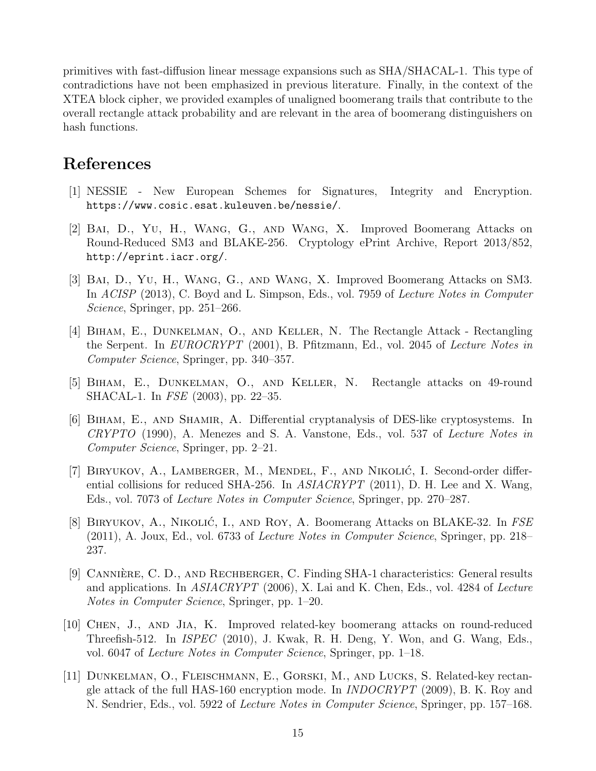primitives with fast-diffusion linear message expansions such as SHA/SHACAL-1. This type of contradictions have not been emphasized in previous literature. Finally, in the context of the XTEA block cipher, we provided examples of unaligned boomerang trails that contribute to the overall rectangle attack probability and are relevant in the area of boomerang distinguishers on hash functions.

# References

[1] NESSIE - New European Schemes for Signatures, Integrity and Encryption. `https://www.cosic.esat.kuleuven.be/nessie/`.

[2] Bai, D., Yu, H., Wang, G., and Wang, X. Improved Boomerang Attacks on Round-Reduced SM3 and BLAKE-256. Cryptology ePrint Archive, Report 2013/852, `http://eprint.iacr.org/`.

[3] Bai, D., Yu, H., Wang, G., and Wang, X. Improved Boomerang Attacks on SM3. In *ACISP* (2013), C. Boyd and L. Simpson, Eds., vol. 7959 of *Lecture Notes in Computer Science*, Springer, pp. 251–266.

[4] Biham, E., Dunkelman, O., and Keller, N. The Rectangle Attack - Rectangling the Serpent. In *EUROCRYPT* (2001), B. Pfitzmann, Ed., vol. 2045 of *Lecture Notes in Computer Science*, Springer, pp. 340–357.

[5] Biham, E., Dunkelman, O., and Keller, N. Rectangle attacks on 49-round SHACAL-1. In *FSE* (2003), pp. 22–35.

[6] Biham, E., and Shamir, A. Differential cryptanalysis of DES-like cryptosystems. In *CRYPTO* (1990), A. Menezes and S. A. Vanstone, Eds., vol. 537 of *Lecture Notes in Computer Science*, Springer, pp. 2–21.

[7] Biryukov, A., Lamberger, M., Mendel, F., and Nikolić, I. Second-order differential collisions for reduced SHA-256. In *ASIACRYPT* (2011), D. H. Lee and X. Wang, Eds., vol. 7073 of *Lecture Notes in Computer Science*, Springer, pp. 270–287.

[8] Biryukov, A., Nikolić, I., and Roy, A. Boomerang Attacks on BLAKE-32. In *FSE* (2011), A. Joux, Ed., vol. 6733 of *Lecture Notes in Computer Science*, Springer, pp. 218–237.

[9] Cannière, C. D., and Rechberger, C. Finding SHA-1 characteristics: General results and applications. In *ASIACRYPT* (2006), X. Lai and K. Chen, Eds., vol. 4284 of *Lecture Notes in Computer Science*, Springer, pp. 1–20.

[10] Chen, J., and Jia, K. Improved related-key boomerang attacks on round-reduced Threefish-512. In *ISPEC* (2010), J. Kwak, R. H. Deng, Y. Won, and G. Wang, Eds., vol. 6047 of *Lecture Notes in Computer Science*, Springer, pp. 1–18.

[11] Dunkelman, O., Fleischmann, E., Gorski, M., and Lucks, S. Related-key rectangle attack of the full HAS-160 encryption mode. In *INDOCRYPT* (2009), B. K. Roy and N. Sendrier, Eds., vol. 5922 of *Lecture Notes in Computer Science*, Springer, pp. 157–168.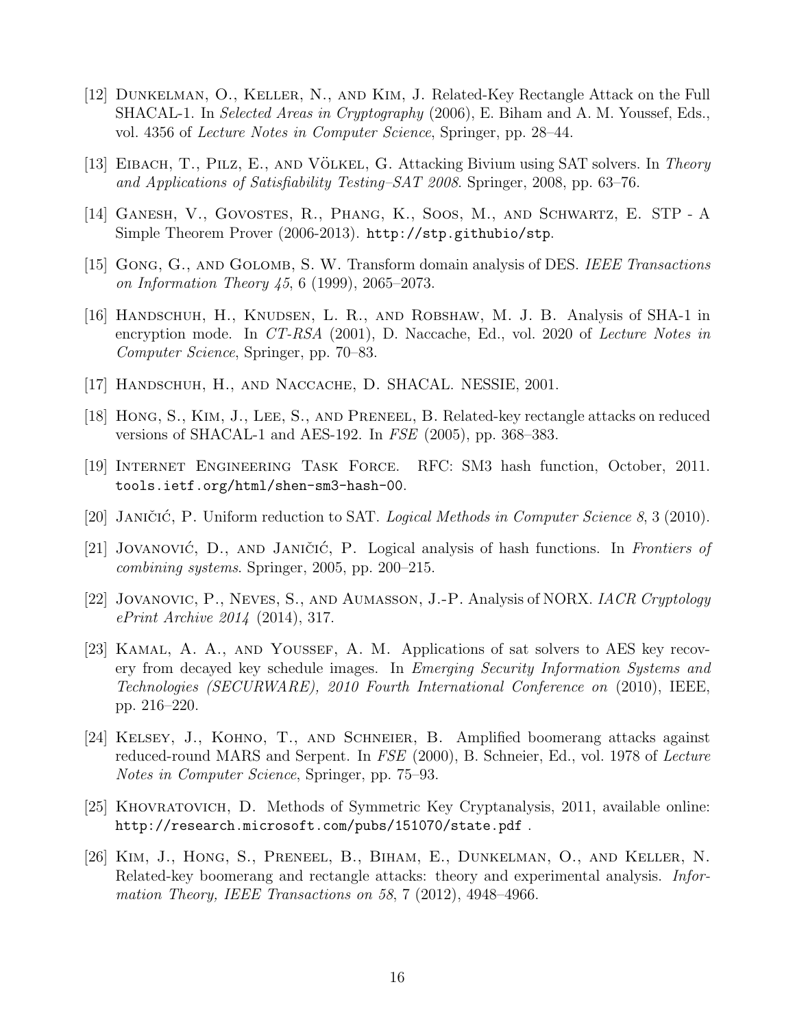[12] Dunkelman, O., Keller, N., and Kim, J. Related-Key Rectangle Attack on the Full SHACAL-1. In *Selected Areas in Cryptography* (2006), E. Biham and A. M. Youssef, Eds., vol. 4356 of *Lecture Notes in Computer Science*, Springer, pp. 28–44.

[13] Eibach, T., Pilz, E., and Völkel, G. Attacking Bivium using SAT solvers. In *Theory and Applications of Satisfiability Testing–SAT 2008*. Springer, 2008, pp. 63–76.

[14] Ganesh, V., Govostes, R., Phang, K., Soos, M., and Schwartz, E. STP - A Simple Theorem Prover (2006-2013). `http://stp.githubio/stp`.

[15] Gong, G., and Golomb, S. W. Transform domain analysis of DES. *IEEE Transactions on Information Theory 45*, 6 (1999), 2065–2073.

[16] Handschuh, H., Knudsen, L. R., and Robshaw, M. J. B. Analysis of SHA-1 in encryption mode. In *CT-RSA* (2001), D. Naccache, Ed., vol. 2020 of *Lecture Notes in Computer Science*, Springer, pp. 70–83.

[17] Handschuh, H., and Naccache, D. SHACAL. NESSIE, 2001.

[18] Hong, S., Kim, J., Lee, S., and Preneel, B. Related-key rectangle attacks on reduced versions of SHACAL-1 and AES-192. In *FSE* (2005), pp. 368–383.

[19] Internet Engineering Task Force. RFC: SM3 hash function, October, 2011. `tools.ietf.org/html/shen-sm3-hash-00`.

[20] Janičić, P. Uniform reduction to SAT. *Logical Methods in Computer Science 8*, 3 (2010).

[21] Jovanović, D., and Janičić, P. Logical analysis of hash functions. In *Frontiers of combining systems*. Springer, 2005, pp. 200–215.

[22] Jovanovic, P., Neves, S., and Aumasson, J.-P. Analysis of NORX. *IACR Cryptology ePrint Archive 2014* (2014), 317.

[23] Kamal, A. A., and Youssef, A. M. Applications of sat solvers to AES key recovery from decayed key schedule images. In *Emerging Security Information Systems and Technologies (SECURWARE), 2010 Fourth International Conference on* (2010), IEEE, pp. 216–220.

[24] Kelsey, J., Kohno, T., and Schneier, B. Amplified boomerang attacks against reduced-round MARS and Serpent. In *FSE* (2000), B. Schneier, Ed., vol. 1978 of *Lecture Notes in Computer Science*, Springer, pp. 75–93.

[25] Khovratovich, D. Methods of Symmetric Key Cryptanalysis, 2011, available online: `http://research.microsoft.com/pubs/151070/state.pdf` .

[26] Kim, J., Hong, S., Preneel, B., Biham, E., Dunkelman, O., and Keller, N. Related-key boomerang and rectangle attacks: theory and experimental analysis. *Information Theory, IEEE Transactions on 58*, 7 (2012), 4948–4966.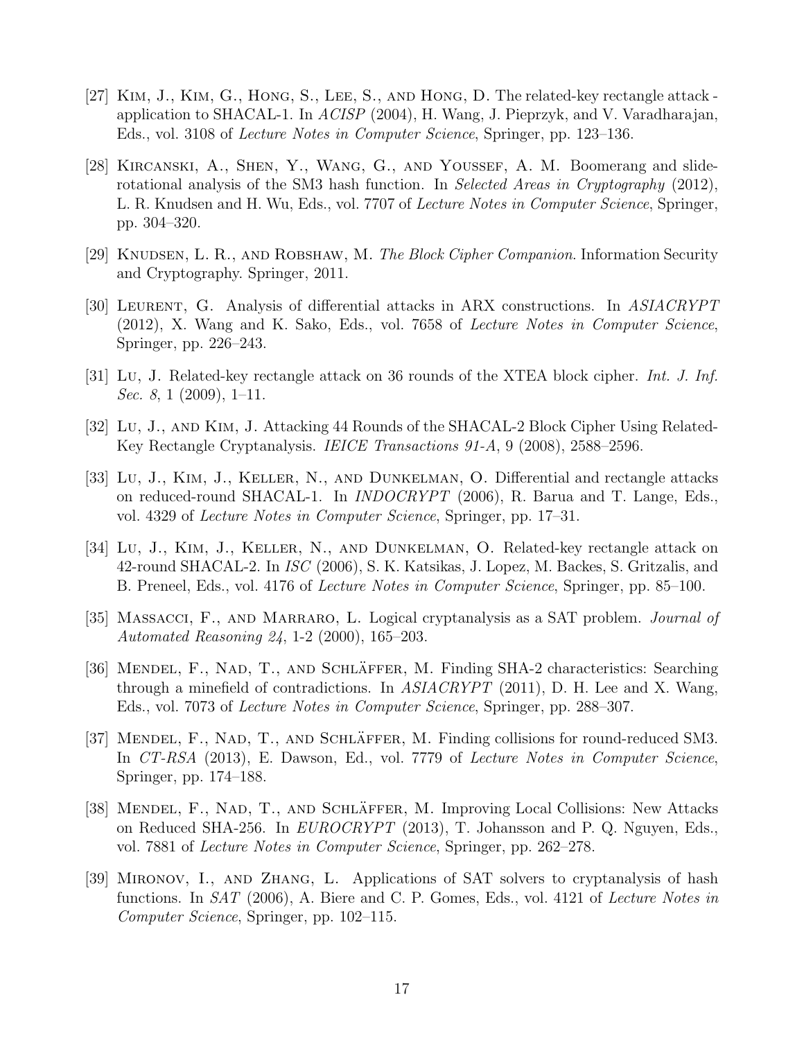[27] Kim, J., Kim, G., Hong, S., Lee, S., and Hong, D. The related-key rectangle attack - application to SHACAL-1. In *ACISP* (2004), H. Wang, J. Pieprzyk, and V. Varadharajan, Eds., vol. 3108 of *Lecture Notes in Computer Science*, Springer, pp. 123–136.

[28] Kircanski, A., Shen, Y., Wang, G., and Youssef, A. M. Boomerang and slide-rotational analysis of the SM3 hash function. In *Selected Areas in Cryptography* (2012), L. R. Knudsen and H. Wu, Eds., vol. 7707 of *Lecture Notes in Computer Science*, Springer, pp. 304–320.

[29] Knudsen, L. R., and Robshaw, M. *The Block Cipher Companion*. Information Security and Cryptography. Springer, 2011.

[30] Leurent, G. Analysis of differential attacks in ARX constructions. In *ASIACRYPT* (2012), X. Wang and K. Sako, Eds., vol. 7658 of *Lecture Notes in Computer Science*, Springer, pp. 226–243.

[31] Lu, J. Related-key rectangle attack on 36 rounds of the XTEA block cipher. *Int. J. Inf. Sec. 8*, 1 (2009), 1–11.

[32] Lu, J., and Kim, J. Attacking 44 Rounds of the SHACAL-2 Block Cipher Using Related-Key Rectangle Cryptanalysis. *IEICE Transactions 91-A*, 9 (2008), 2588–2596.

[33] Lu, J., Kim, J., Keller, N., and Dunkelman, O. Differential and rectangle attacks on reduced-round SHACAL-1. In *INDOCRYPT* (2006), R. Barua and T. Lange, Eds., vol. 4329 of *Lecture Notes in Computer Science*, Springer, pp. 17–31.

[34] Lu, J., Kim, J., Keller, N., and Dunkelman, O. Related-key rectangle attack on 42-round SHACAL-2. In *ISC* (2006), S. K. Katsikas, J. Lopez, M. Backes, S. Gritzalis, and B. Preneel, Eds., vol. 4176 of *Lecture Notes in Computer Science*, Springer, pp. 85–100.

[35] Massacci, F., and Marraro, L. Logical cryptanalysis as a SAT problem. *Journal of Automated Reasoning 24*, 1-2 (2000), 165–203.

[36] Mendel, F., Nad, T., and Schläffer, M. Finding SHA-2 characteristics: Searching through a minefield of contradictions. In *ASIACRYPT* (2011), D. H. Lee and X. Wang, Eds., vol. 7073 of *Lecture Notes in Computer Science*, Springer, pp. 288–307.

[37] Mendel, F., Nad, T., and Schläffer, M. Finding collisions for round-reduced SM3. In *CT-RSA* (2013), E. Dawson, Ed., vol. 7779 of *Lecture Notes in Computer Science*, Springer, pp. 174–188.

[38] Mendel, F., Nad, T., and Schläffer, M. Improving Local Collisions: New Attacks on Reduced SHA-256. In *EUROCRYPT* (2013), T. Johansson and P. Q. Nguyen, Eds., vol. 7881 of *Lecture Notes in Computer Science*, Springer, pp. 262–278.

[39] Mironov, I., and Zhang, L. Applications of SAT solvers to cryptanalysis of hash functions. In *SAT* (2006), A. Biere and C. P. Gomes, Eds., vol. 4121 of *Lecture Notes in Computer Science*, Springer, pp. 102–115.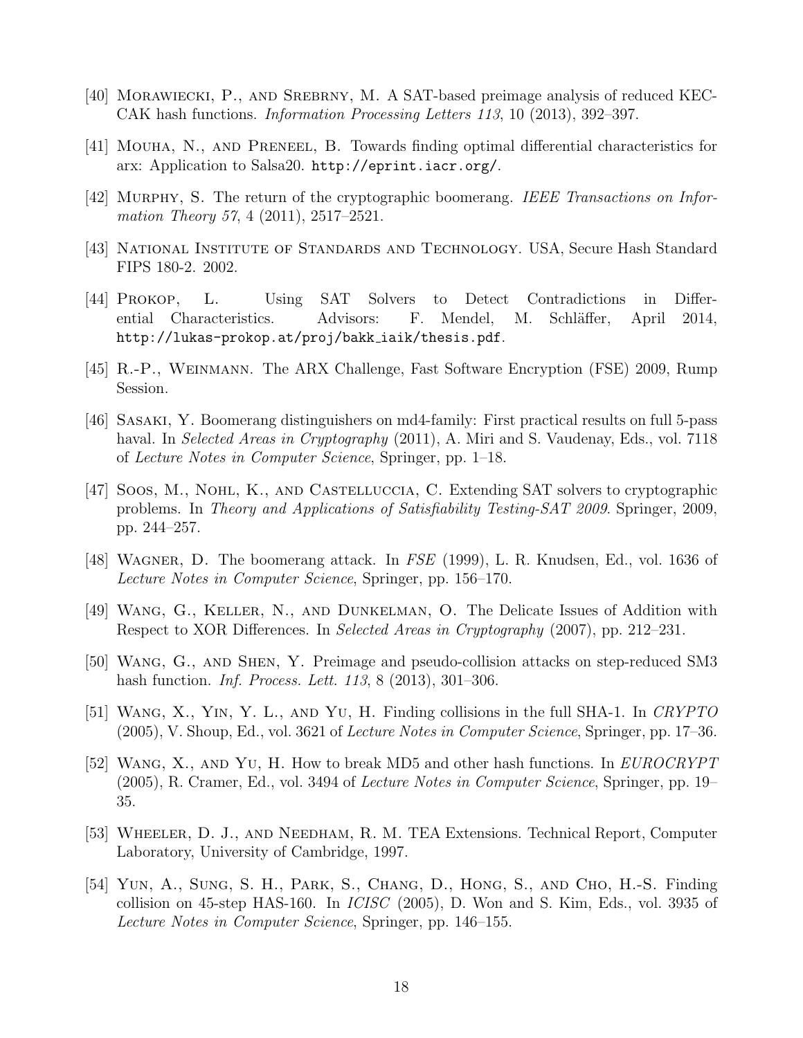[40] Morawiecki, P., and Srebrny, M. A SAT-based preimage analysis of reduced KECCAK hash functions. *Information Processing Letters 113*, 10 (2013), 392–397.

[41] Mouha, N., and Preneel, B. Towards finding optimal differential characteristics for arx: Application to Salsa20. `http://eprint.iacr.org/`.

[42] Murphy, S. The return of the cryptographic boomerang. *IEEE Transactions on Information Theory 57*, 4 (2011), 2517–2521.

[43] National Institute of Standards and Technology. USA, Secure Hash Standard FIPS 180-2. 2002.

[44] Prokop, L. Using SAT Solvers to Detect Contradictions in Differential Characteristics. Advisors: F. Mendel, M. Schläffer, April 2014, `http://lukas-prokop.at/proj/bakk_iaik/thesis.pdf`.

[45] R.-P., Weinmann. The ARX Challenge, Fast Software Encryption (FSE) 2009, Rump Session.

[46] Sasaki, Y. Boomerang distinguishers on md4-family: First practical results on full 5-pass haval. In *Selected Areas in Cryptography* (2011), A. Miri and S. Vaudenay, Eds., vol. 7118 of *Lecture Notes in Computer Science*, Springer, pp. 1–18.

[47] Soos, M., Nohl, K., and Castelluccia, C. Extending SAT solvers to cryptographic problems. In *Theory and Applications of Satisfiability Testing-SAT 2009*. Springer, 2009, pp. 244–257.

[48] Wagner, D. The boomerang attack. In *FSE* (1999), L. R. Knudsen, Ed., vol. 1636 of *Lecture Notes in Computer Science*, Springer, pp. 156–170.

[49] Wang, G., Keller, N., and Dunkelman, O. The Delicate Issues of Addition with Respect to XOR Differences. In *Selected Areas in Cryptography* (2007), pp. 212–231.

[50] Wang, G., and Shen, Y. Preimage and pseudo-collision attacks on step-reduced SM3 hash function. *Inf. Process. Lett. 113*, 8 (2013), 301–306.

[51] Wang, X., Yin, Y. L., and Yu, H. Finding collisions in the full SHA-1. In *CRYPTO* (2005), V. Shoup, Ed., vol. 3621 of *Lecture Notes in Computer Science*, Springer, pp. 17–36.

[52] Wang, X., and Yu, H. How to break MD5 and other hash functions. In *EUROCRYPT* (2005), R. Cramer, Ed., vol. 3494 of *Lecture Notes in Computer Science*, Springer, pp. 19–35.

[53] Wheeler, D. J., and Needham, R. M. TEA Extensions. Technical Report, Computer Laboratory, University of Cambridge, 1997.

[54] Yun, A., Sung, S. H., Park, S., Chang, D., Hong, S., and Cho, H.-S. Finding collision on 45-step HAS-160. In *ICISC* (2005), D. Won and S. Kim, Eds., vol. 3935 of *Lecture Notes in Computer Science*, Springer, pp. 146–155.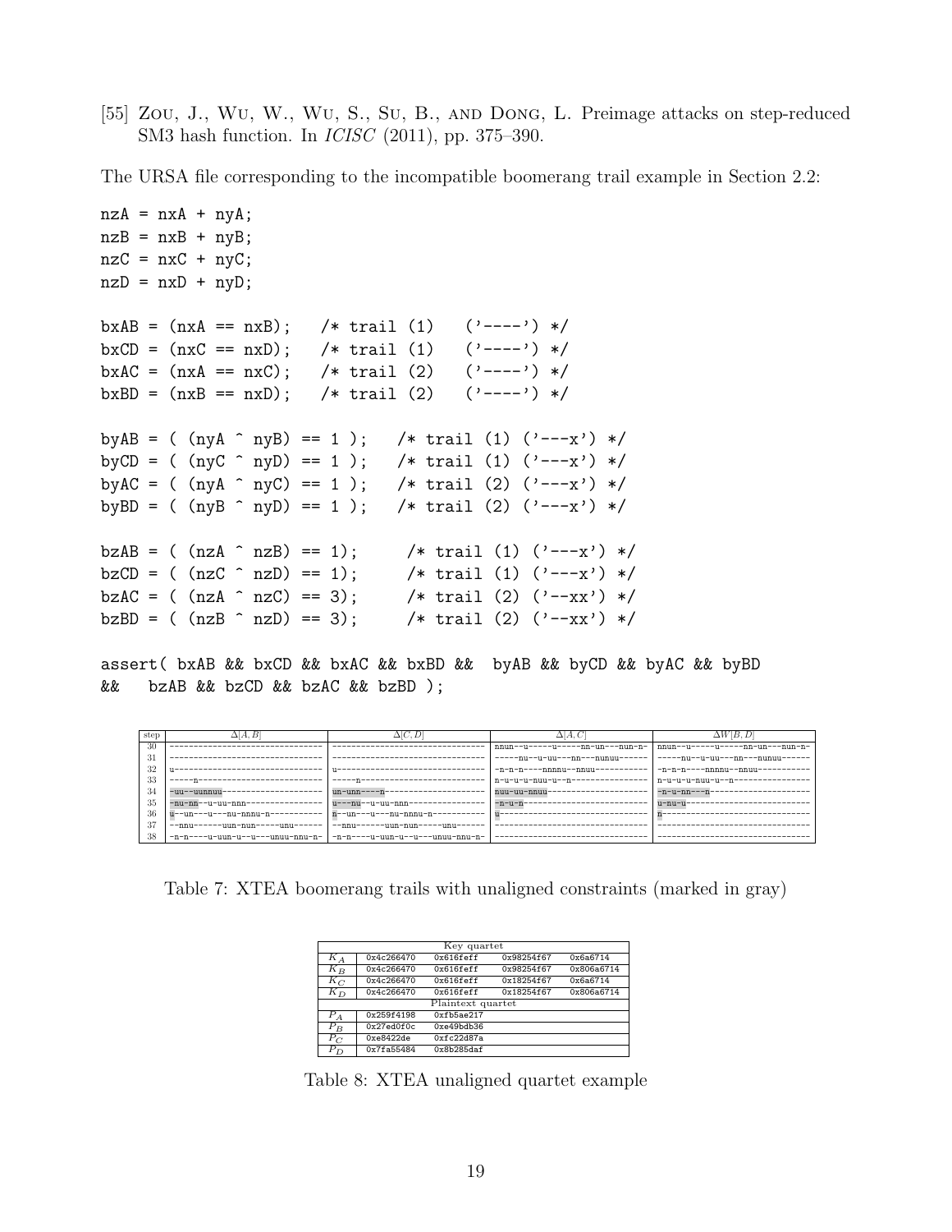[55] Zou, J., Wu, W., Wu, S., Su, B., and Dong, L. Preimage attacks on step-reduced SM3 hash function. In *ICISC* (2011), pp. 375–390.

The URSA file corresponding to the incompatible boomerang trail example in Section 2.2:

```
nzA = nxA + nyA;
nzB = nxB + nyB;
nzC = nxC + nyC;
nzD = nxD + nyD;

bxAB = (nxA == nxB);   /* trail (1)   ('----') */
bxCD = (nxC == nxD);   /* trail (1)   ('----') */
bxAC = (nxA == nxC);   /* trail (2)   ('----') */
bxBD = (nxB == nxD);   /* trail (2)   ('----') */

byAB = ( (nyA ^ nyB) == 1 );   /* trail (1) ('---x') */
byCD = ( (nyC ^ nyD) == 1 );   /* trail (1) ('---x') */
byAC = ( (nyA ^ nyC) == 1 );   /* trail (2) ('---x') */
byBD = ( (nyB ^ nyD) == 1 );   /* trail (2) ('---x') */

bzAB = ( (nzA ^ nzB) == 1);     /* trail (1) ('---x') */
bzCD = ( (nzC ^ nzD) == 1);     /* trail (1) ('---x') */
bzAC = ( (nzA ^ nzC) == 3);     /* trail (2) ('--xx') */
bzBD = ( (nzB ^ nzD) == 3);     /* trail (2) ('--xx') */

assert( bxAB && bxCD && bxAC && bxBD &&  byAB && byCD && byAC && byBD
&&   bzAB && bzCD && bzAC && bzBD );
```

| step | $\Delta[A, B]$ | $\Delta[C, D]$ | $\Delta[A, C]$ | $\Delta W[B, D]$ |
|---|---|---|---|---|
| 30 | -------------------------------- | -------------------------------- | nnun--u-----u-----nn-un---nun-n- | nnun--u-----u-----nn-un---nun-n- |
| 31 | -------------------------------- | -------------------------------- | -----nu--u-uu---nn---nunuu------ | -----nu--u-uu---nn---nunuu------ |
| 32 | u------------------------------- | u------------------------------- | -n-n-n----nnnnu--nnuu----------- | -n-n-n----nnnnu--nnuu----------- |
| 33 | -----n-------------------------- | -----n-------------------------- | n-u-u-u-nuu-u--n---------------- | n-u-u-u-nuu-u--n---------------- |
| 34 | -uu--uunnuu--------------------- | un-unn----n--------------------- | nuu-uu-nnuu--------------------- | -n-u-nn---n--------------------- |
| 35 | -nu-nn--u-uu-nnn---------------- | u---nu--u-uu-nnn---------------- | -n-u-n-------------------------- | u-nu-u-------------------------- |
| 36 | u--un---u---nu-nnnu-n----------- | n--un---u---nu-nnnu-n----------- | u------------------------------- | n------------------------------- |
| 37 | --nnu------uun-nun-----unu------ | --nnu------uun-nun-----unu------ | -------------------------------- | -------------------------------- |
| 38 | -n-n----u-uun-u--u---unuu-nnu-n- | -n-n----u-uun-u--u---unuu-nnu-n- | -------------------------------- | -------------------------------- |

Table 7: XTEA boomerang trails with unaligned constraints (marked in gray)

| Key quartet | | | | |
|---|---|---|---|---|
| $K_A$ | 0x4c266470 | 0x616feff | 0x98254f67 | 0x6a6714 |
| $K_B$ | 0x4c266470 | 0x616feff | 0x98254f67 | 0x806a6714 |
| $K_C$ | 0x4c266470 | 0x616feff | 0x18254f67 | 0x6a6714 |
| $K_D$ | 0x4c266470 | 0x616feff | 0x18254f67 | 0x806a6714 |
| Plaintext quartet | | | | |
| $P_A$ | 0x259f4198 | 0xfb5ae217 | | |
| $P_B$ | 0x27ed0f0c | 0xe49bdb36 | | |
| $P_C$ | 0xe8422de | 0xfc22d87a | | |
| $P_D$ | 0x7fa55484 | 0x8b285daf | | |

Table 8: XTEA unaligned quartet example